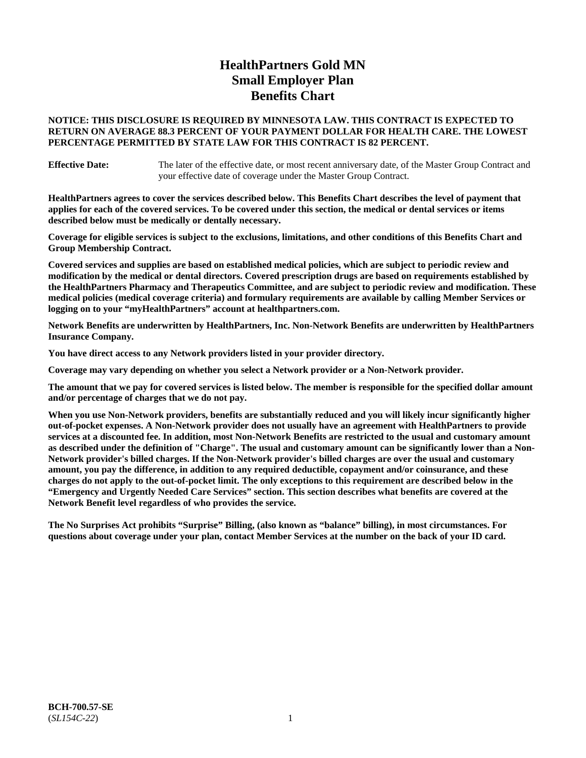# HealthPartners Gold MN
# Small Employer Plan
# Benefits Chart

**NOTICE: THIS DISCLOSURE IS REQUIRED BY MINNESOTA LAW. THIS CONTRACT IS EXPECTED TO RETURN ON AVERAGE 88.3 PERCENT OF YOUR PAYMENT DOLLAR FOR HEALTH CARE. THE LOWEST PERCENTAGE PERMITTED BY STATE LAW FOR THIS CONTRACT IS 82 PERCENT.**

**Effective Date:** The later of the effective date, or most recent anniversary date, of the Master Group Contract and your effective date of coverage under the Master Group Contract.

**HealthPartners agrees to cover the services described below. This Benefits Chart describes the level of payment that applies for each of the covered services. To be covered under this section, the medical or dental services or items described below must be medically or dentally necessary.**

**Coverage for eligible services is subject to the exclusions, limitations, and other conditions of this Benefits Chart and Group Membership Contract.**

**Covered services and supplies are based on established medical policies, which are subject to periodic review and modification by the medical or dental directors. Covered prescription drugs are based on requirements established by the HealthPartners Pharmacy and Therapeutics Committee, and are subject to periodic review and modification. These medical policies (medical coverage criteria) and formulary requirements are available by calling Member Services or logging on to your "myHealthPartners" account at healthpartners.com.**

**Network Benefits are underwritten by HealthPartners, Inc. Non-Network Benefits are underwritten by HealthPartners Insurance Company.**

**You have direct access to any Network providers listed in your provider directory.**

**Coverage may vary depending on whether you select a Network provider or a Non-Network provider.**

**The amount that we pay for covered services is listed below. The member is responsible for the specified dollar amount and/or percentage of charges that we do not pay.**

**When you use Non-Network providers, benefits are substantially reduced and you will likely incur significantly higher out-of-pocket expenses. A Non-Network provider does not usually have an agreement with HealthPartners to provide services at a discounted fee. In addition, most Non-Network Benefits are restricted to the usual and customary amount as described under the definition of "Charge". The usual and customary amount can be significantly lower than a Non-Network provider's billed charges. If the Non-Network provider's billed charges are over the usual and customary amount, you pay the difference, in addition to any required deductible, copayment and/or coinsurance, and these charges do not apply to the out-of-pocket limit. The only exceptions to this requirement are described below in the "Emergency and Urgently Needed Care Services" section. This section describes what benefits are covered at the Network Benefit level regardless of who provides the service.**

**The No Surprises Act prohibits "Surprise" Billing, (also known as "balance" billing), in most circumstances. For questions about coverage under your plan, contact Member Services at the number on the back of your ID card.**

**BCH-700.57-SE**
(*SL154C-22*)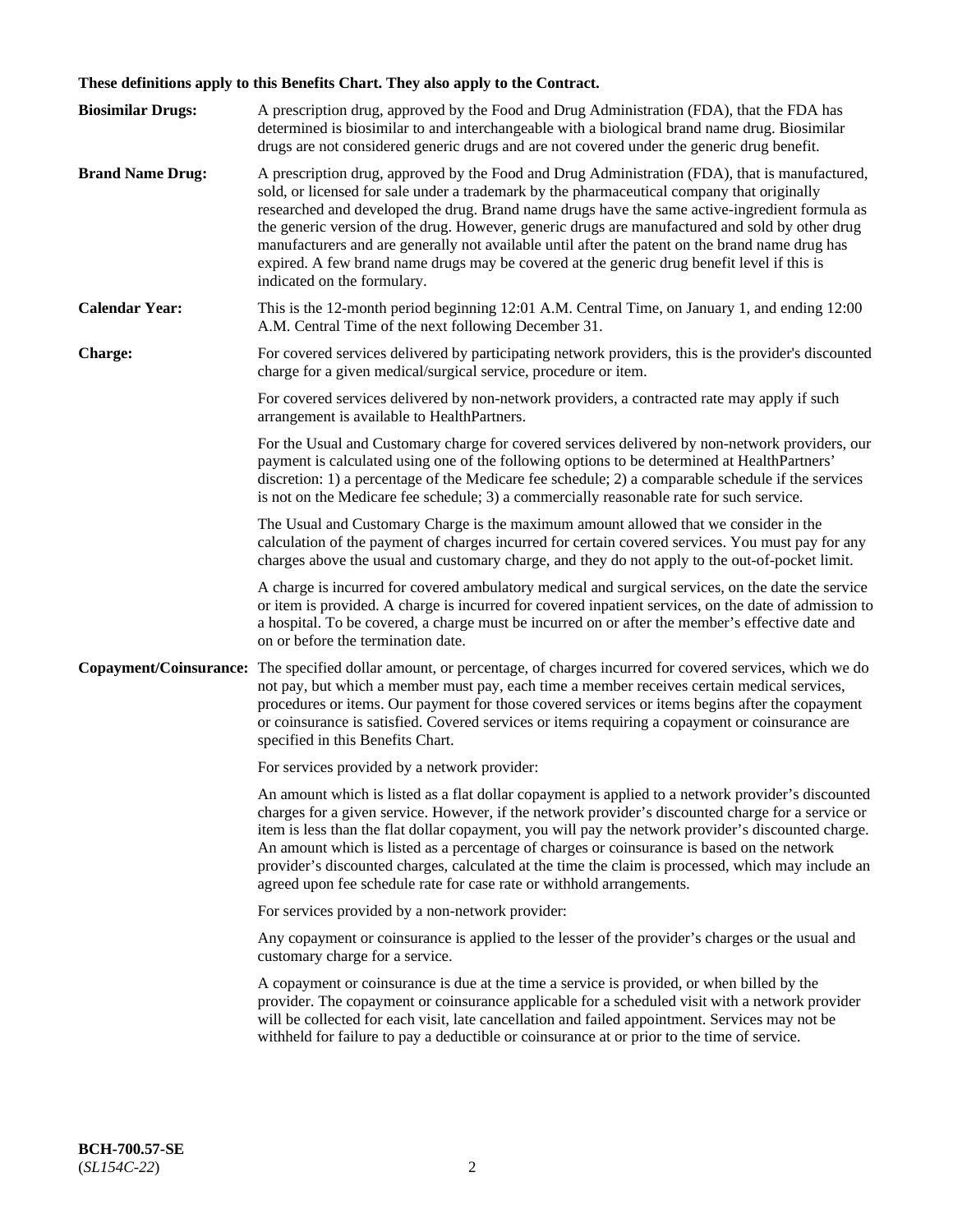**These definitions apply to this Benefits Chart. They also apply to the Contract.**

**Biosimilar Drugs:** A prescription drug, approved by the Food and Drug Administration (FDA), that the FDA has determined is biosimilar to and interchangeable with a biological brand name drug. Biosimilar drugs are not considered generic drugs and are not covered under the generic drug benefit.

**Brand Name Drug:** A prescription drug, approved by the Food and Drug Administration (FDA), that is manufactured, sold, or licensed for sale under a trademark by the pharmaceutical company that originally researched and developed the drug. Brand name drugs have the same active-ingredient formula as the generic version of the drug. However, generic drugs are manufactured and sold by other drug manufacturers and are generally not available until after the patent on the brand name drug has expired. A few brand name drugs may be covered at the generic drug benefit level if this is indicated on the formulary.

**Calendar Year:** This is the 12-month period beginning 12:01 A.M. Central Time, on January 1, and ending 12:00 A.M. Central Time of the next following December 31.

**Charge:** For covered services delivered by participating network providers, this is the provider's discounted charge for a given medical/surgical service, procedure or item.

For covered services delivered by non-network providers, a contracted rate may apply if such arrangement is available to HealthPartners.

For the Usual and Customary charge for covered services delivered by non-network providers, our payment is calculated using one of the following options to be determined at HealthPartners' discretion: 1) a percentage of the Medicare fee schedule; 2) a comparable schedule if the services is not on the Medicare fee schedule; 3) a commercially reasonable rate for such service.

The Usual and Customary Charge is the maximum amount allowed that we consider in the calculation of the payment of charges incurred for certain covered services. You must pay for any charges above the usual and customary charge, and they do not apply to the out-of-pocket limit.

A charge is incurred for covered ambulatory medical and surgical services, on the date the service or item is provided. A charge is incurred for covered inpatient services, on the date of admission to a hospital. To be covered, a charge must be incurred on or after the member's effective date and on or before the termination date.

**Copayment/Coinsurance:** The specified dollar amount, or percentage, of charges incurred for covered services, which we do not pay, but which a member must pay, each time a member receives certain medical services, procedures or items. Our payment for those covered services or items begins after the copayment or coinsurance is satisfied. Covered services or items requiring a copayment or coinsurance are specified in this Benefits Chart.

For services provided by a network provider:

An amount which is listed as a flat dollar copayment is applied to a network provider's discounted charges for a given service. However, if the network provider's discounted charge for a service or item is less than the flat dollar copayment, you will pay the network provider's discounted charge. An amount which is listed as a percentage of charges or coinsurance is based on the network provider's discounted charges, calculated at the time the claim is processed, which may include an agreed upon fee schedule rate for case rate or withhold arrangements.

For services provided by a non-network provider:

Any copayment or coinsurance is applied to the lesser of the provider's charges or the usual and customary charge for a service.

A copayment or coinsurance is due at the time a service is provided, or when billed by the provider. The copayment or coinsurance applicable for a scheduled visit with a network provider will be collected for each visit, late cancellation and failed appointment. Services may not be withheld for failure to pay a deductible or coinsurance at or prior to the time of service.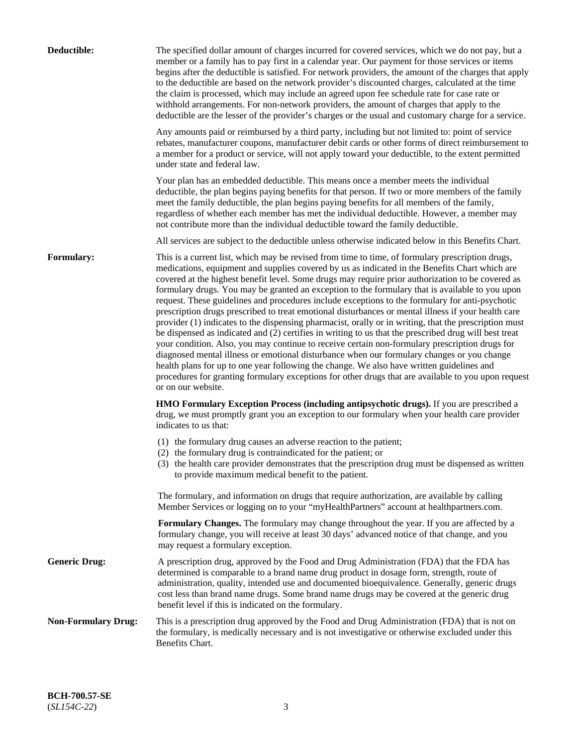**Deductible:** The specified dollar amount of charges incurred for covered services, which we do not pay, but a member or a family has to pay first in a calendar year. Our payment for those services or items begins after the deductible is satisfied. For network providers, the amount of the charges that apply to the deductible are based on the network provider's discounted charges, calculated at the time the claim is processed, which may include an agreed upon fee schedule rate for case rate or withhold arrangements. For non-network providers, the amount of charges that apply to the deductible are the lesser of the provider's charges or the usual and customary charge for a service.

Any amounts paid or reimbursed by a third party, including but not limited to: point of service rebates, manufacturer coupons, manufacturer debit cards or other forms of direct reimbursement to a member for a product or service, will not apply toward your deductible, to the extent permitted under state and federal law.

Your plan has an embedded deductible. This means once a member meets the individual deductible, the plan begins paying benefits for that person. If two or more members of the family meet the family deductible, the plan begins paying benefits for all members of the family, regardless of whether each member has met the individual deductible. However, a member may not contribute more than the individual deductible toward the family deductible.

All services are subject to the deductible unless otherwise indicated below in this Benefits Chart.

**Formulary:** This is a current list, which may be revised from time to time, of formulary prescription drugs, medications, equipment and supplies covered by us as indicated in the Benefits Chart which are covered at the highest benefit level. Some drugs may require prior authorization to be covered as formulary drugs. You may be granted an exception to the formulary that is available to you upon request. These guidelines and procedures include exceptions to the formulary for anti-psychotic prescription drugs prescribed to treat emotional disturbances or mental illness if your health care provider (1) indicates to the dispensing pharmacist, orally or in writing, that the prescription must be dispensed as indicated and (2) certifies in writing to us that the prescribed drug will best treat your condition. Also, you may continue to receive certain non-formulary prescription drugs for diagnosed mental illness or emotional disturbance when our formulary changes or you change health plans for up to one year following the change. We also have written guidelines and procedures for granting formulary exceptions for other drugs that are available to you upon request or on our website.

**HMO Formulary Exception Process (including antipsychotic drugs).** If you are prescribed a drug, we must promptly grant you an exception to our formulary when your health care provider indicates to us that:

(1) the formulary drug causes an adverse reaction to the patient;
(2) the formulary drug is contraindicated for the patient; or
(3) the health care provider demonstrates that the prescription drug must be dispensed as written to provide maximum medical benefit to the patient.

The formulary, and information on drugs that require authorization, are available by calling Member Services or logging on to your "myHealthPartners" account at healthpartners.com.

**Formulary Changes.** The formulary may change throughout the year. If you are affected by a formulary change, you will receive at least 30 days' advanced notice of that change, and you may request a formulary exception.

**Generic Drug:** A prescription drug, approved by the Food and Drug Administration (FDA) that the FDA has determined is comparable to a brand name drug product in dosage form, strength, route of administration, quality, intended use and documented bioequivalence. Generally, generic drugs cost less than brand name drugs. Some brand name drugs may be covered at the generic drug benefit level if this is indicated on the formulary.

**Non-Formulary Drug:** This is a prescription drug approved by the Food and Drug Administration (FDA) that is not on the formulary, is medically necessary and is not investigative or otherwise excluded under this Benefits Chart.

**BCH-700.57-SE**
(*SL154C-22*)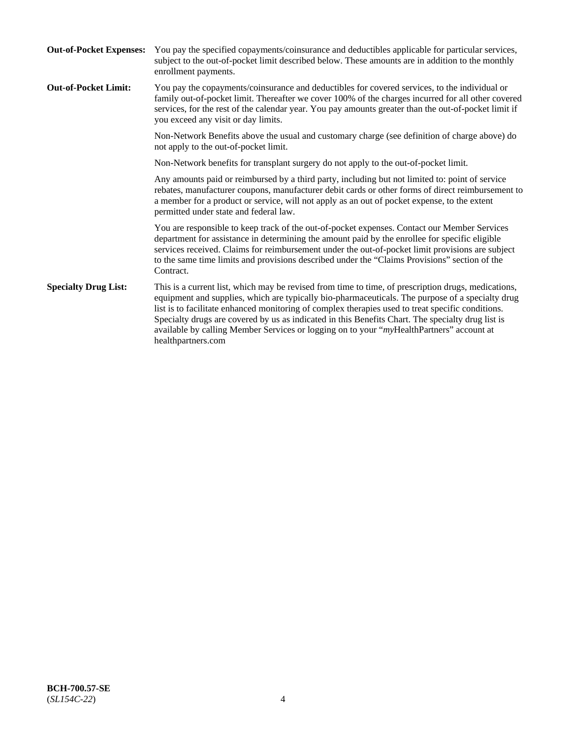**Out-of-Pocket Expenses:** You pay the specified copayments/coinsurance and deductibles applicable for particular services, subject to the out-of-pocket limit described below. These amounts are in addition to the monthly enrollment payments.

**Out-of-Pocket Limit:** You pay the copayments/coinsurance and deductibles for covered services, to the individual or family out-of-pocket limit. Thereafter we cover 100% of the charges incurred for all other covered services, for the rest of the calendar year. You pay amounts greater than the out-of-pocket limit if you exceed any visit or day limits.

Non-Network Benefits above the usual and customary charge (see definition of charge above) do not apply to the out-of-pocket limit.

Non-Network benefits for transplant surgery do not apply to the out-of-pocket limit.

Any amounts paid or reimbursed by a third party, including but not limited to: point of service rebates, manufacturer coupons, manufacturer debit cards or other forms of direct reimbursement to a member for a product or service, will not apply as an out of pocket expense, to the extent permitted under state and federal law.

You are responsible to keep track of the out-of-pocket expenses. Contact our Member Services department for assistance in determining the amount paid by the enrollee for specific eligible services received. Claims for reimbursement under the out-of-pocket limit provisions are subject to the same time limits and provisions described under the "Claims Provisions" section of the Contract.

**Specialty Drug List:** This is a current list, which may be revised from time to time, of prescription drugs, medications, equipment and supplies, which are typically bio-pharmaceuticals. The purpose of a specialty drug list is to facilitate enhanced monitoring of complex therapies used to treat specific conditions. Specialty drugs are covered by us as indicated in this Benefits Chart. The specialty drug list is available by calling Member Services or logging on to your "*my*HealthPartners" account at healthpartners.com

**BCH-700.57-SE**
(*SL154C-22*)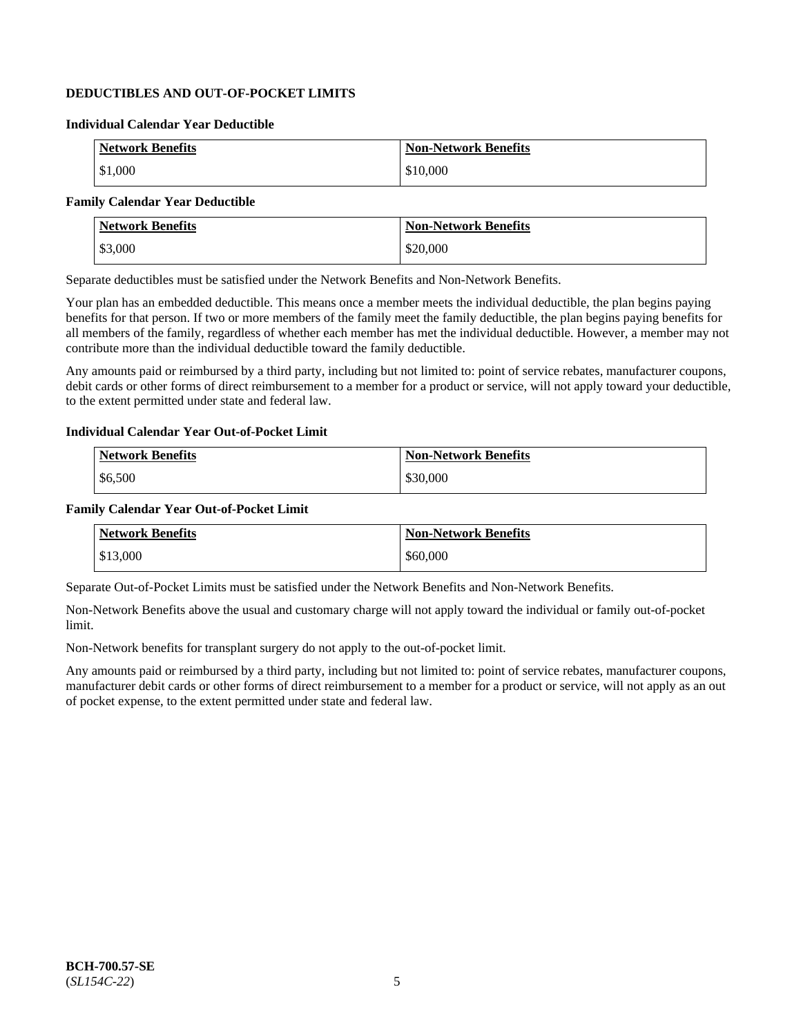## DEDUCTIBLES AND OUT-OF-POCKET LIMITS

### Individual Calendar Year Deductible

| Network Benefits | Non-Network Benefits |
|---|---|
| $1,000 | $10,000 |

### Family Calendar Year Deductible

| Network Benefits | Non-Network Benefits |
|---|---|
| $3,000 | $20,000 |

Separate deductibles must be satisfied under the Network Benefits and Non-Network Benefits.

Your plan has an embedded deductible. This means once a member meets the individual deductible, the plan begins paying benefits for that person. If two or more members of the family meet the family deductible, the plan begins paying benefits for all members of the family, regardless of whether each member has met the individual deductible. However, a member may not contribute more than the individual deductible toward the family deductible.

Any amounts paid or reimbursed by a third party, including but not limited to: point of service rebates, manufacturer coupons, debit cards or other forms of direct reimbursement to a member for a product or service, will not apply toward your deductible, to the extent permitted under state and federal law.

### Individual Calendar Year Out-of-Pocket Limit

| Network Benefits | Non-Network Benefits |
|---|---|
| $6,500 | $30,000 |

### Family Calendar Year Out-of-Pocket Limit

| Network Benefits | Non-Network Benefits |
|---|---|
| $13,000 | $60,000 |

Separate Out-of-Pocket Limits must be satisfied under the Network Benefits and Non-Network Benefits.

Non-Network Benefits above the usual and customary charge will not apply toward the individual or family out-of-pocket limit.

Non-Network benefits for transplant surgery do not apply to the out-of-pocket limit.

Any amounts paid or reimbursed by a third party, including but not limited to: point of service rebates, manufacturer coupons, manufacturer debit cards or other forms of direct reimbursement to a member for a product or service, will not apply as an out of pocket expense, to the extent permitted under state and federal law.

**BCH-700.57-SE**
(*SL154C-22*)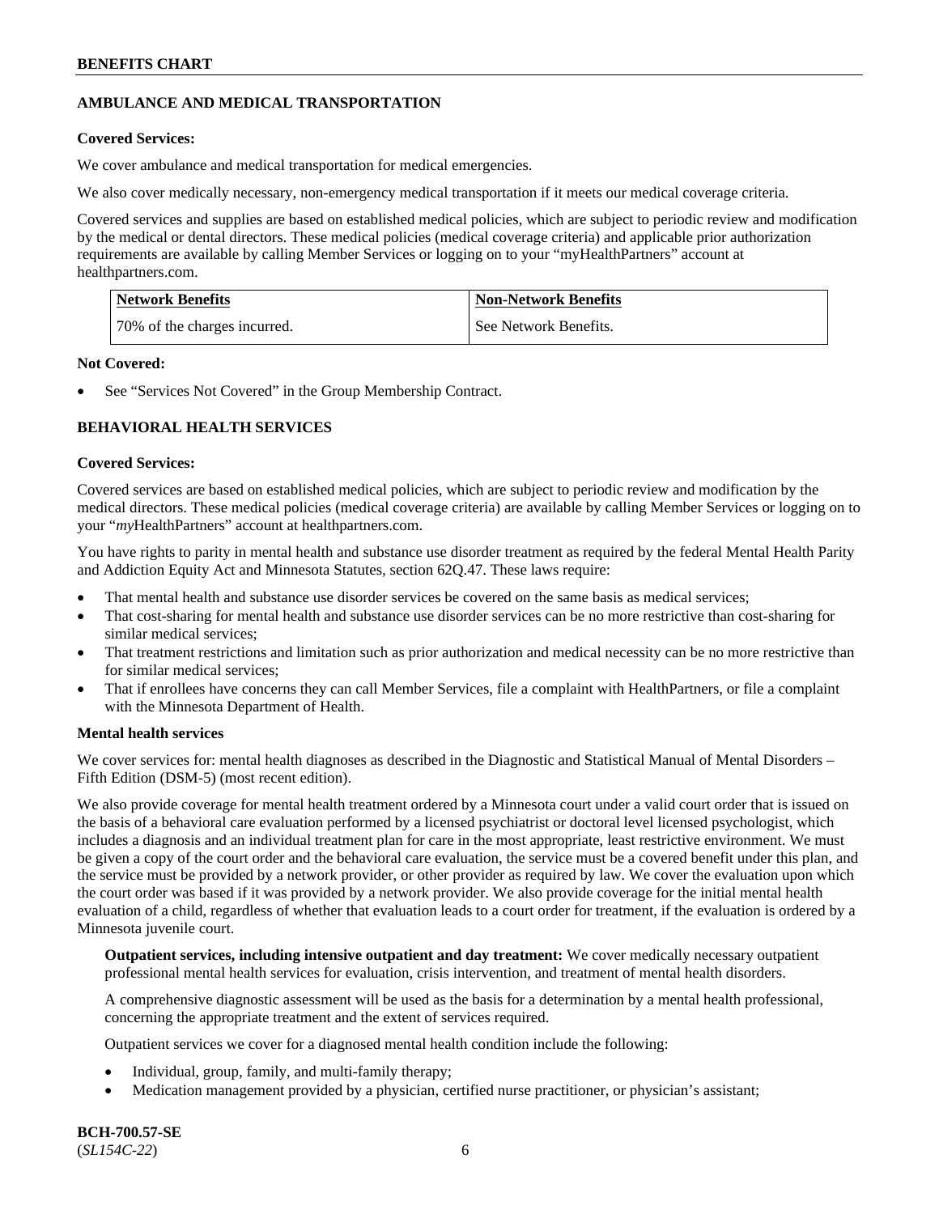## AMBULANCE AND MEDICAL TRANSPORTATION

**Covered Services:**

We cover ambulance and medical transportation for medical emergencies.

We also cover medically necessary, non-emergency medical transportation if it meets our medical coverage criteria.

Covered services and supplies are based on established medical policies, which are subject to periodic review and modification by the medical or dental directors. These medical policies (medical coverage criteria) and applicable prior authorization requirements are available by calling Member Services or logging on to your "myHealthPartners" account at healthpartners.com.

| Network Benefits | Non-Network Benefits |
| --- | --- |
| 70% of the charges incurred. | See Network Benefits. |

**Not Covered:**

- See "Services Not Covered" in the Group Membership Contract.

## BEHAVIORAL HEALTH SERVICES

**Covered Services:**

Covered services are based on established medical policies, which are subject to periodic review and modification by the medical directors. These medical policies (medical coverage criteria) are available by calling Member Services or logging on to your "*my*HealthPartners" account at healthpartners.com.

You have rights to parity in mental health and substance use disorder treatment as required by the federal Mental Health Parity and Addiction Equity Act and Minnesota Statutes, section 62Q.47. These laws require:

- That mental health and substance use disorder services be covered on the same basis as medical services;
- That cost-sharing for mental health and substance use disorder services can be no more restrictive than cost-sharing for similar medical services;
- That treatment restrictions and limitation such as prior authorization and medical necessity can be no more restrictive than for similar medical services;
- That if enrollees have concerns they can call Member Services, file a complaint with HealthPartners, or file a complaint with the Minnesota Department of Health.

**Mental health services**

We cover services for: mental health diagnoses as described in the Diagnostic and Statistical Manual of Mental Disorders – Fifth Edition (DSM-5) (most recent edition).

We also provide coverage for mental health treatment ordered by a Minnesota court under a valid court order that is issued on the basis of a behavioral care evaluation performed by a licensed psychiatrist or doctoral level licensed psychologist, which includes a diagnosis and an individual treatment plan for care in the most appropriate, least restrictive environment. We must be given a copy of the court order and the behavioral care evaluation, the service must be a covered benefit under this plan, and the service must be provided by a network provider, or other provider as required by law. We cover the evaluation upon which the court order was based if it was provided by a network provider. We also provide coverage for the initial mental health evaluation of a child, regardless of whether that evaluation leads to a court order for treatment, if the evaluation is ordered by a Minnesota juvenile court.

**Outpatient services, including intensive outpatient and day treatment:** We cover medically necessary outpatient professional mental health services for evaluation, crisis intervention, and treatment of mental health disorders.

A comprehensive diagnostic assessment will be used as the basis for a determination by a mental health professional, concerning the appropriate treatment and the extent of services required.

Outpatient services we cover for a diagnosed mental health condition include the following:

- Individual, group, family, and multi-family therapy;
- Medication management provided by a physician, certified nurse practitioner, or physician's assistant;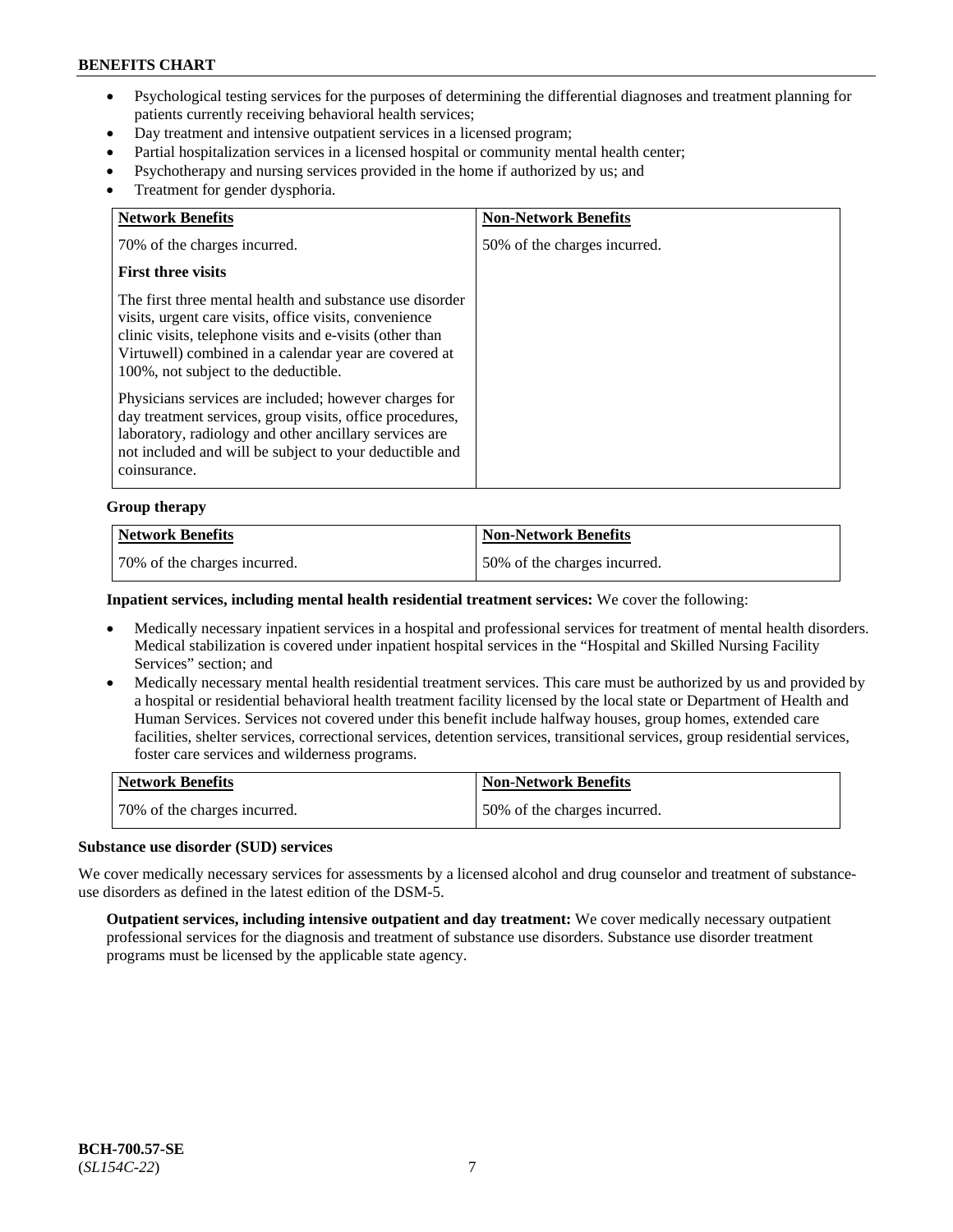- Psychological testing services for the purposes of determining the differential diagnoses and treatment planning for patients currently receiving behavioral health services;
- Day treatment and intensive outpatient services in a licensed program;
- Partial hospitalization services in a licensed hospital or community mental health center;
- Psychotherapy and nursing services provided in the home if authorized by us; and
- Treatment for gender dysphoria.

| Network Benefits | Non-Network Benefits |
|---|---|
| 70% of the charges incurred.<br><br>**First three visits**<br><br>The first three mental health and substance use disorder visits, urgent care visits, office visits, convenience clinic visits, telephone visits and e-visits (other than Virtuwell) combined in a calendar year are covered at 100%, not subject to the deductible.<br><br>Physicians services are included; however charges for day treatment services, group visits, office procedures, laboratory, radiology and other ancillary services are not included and will be subject to your deductible and coinsurance. | 50% of the charges incurred. |

**Group therapy**

| Network Benefits | Non-Network Benefits |
|---|---|
| 70% of the charges incurred. | 50% of the charges incurred. |

**Inpatient services, including mental health residential treatment services:** We cover the following:

- Medically necessary inpatient services in a hospital and professional services for treatment of mental health disorders. Medical stabilization is covered under inpatient hospital services in the "Hospital and Skilled Nursing Facility Services" section; and
- Medically necessary mental health residential treatment services. This care must be authorized by us and provided by a hospital or residential behavioral health treatment facility licensed by the local state or Department of Health and Human Services. Services not covered under this benefit include halfway houses, group homes, extended care facilities, shelter services, correctional services, detention services, transitional services, group residential services, foster care services and wilderness programs.

| Network Benefits | Non-Network Benefits |
|---|---|
| 70% of the charges incurred. | 50% of the charges incurred. |

**Substance use disorder (SUD) services**

We cover medically necessary services for assessments by a licensed alcohol and drug counselor and treatment of substance-use disorders as defined in the latest edition of the DSM-5.

**Outpatient services, including intensive outpatient and day treatment:** We cover medically necessary outpatient professional services for the diagnosis and treatment of substance use disorders. Substance use disorder treatment programs must be licensed by the applicable state agency.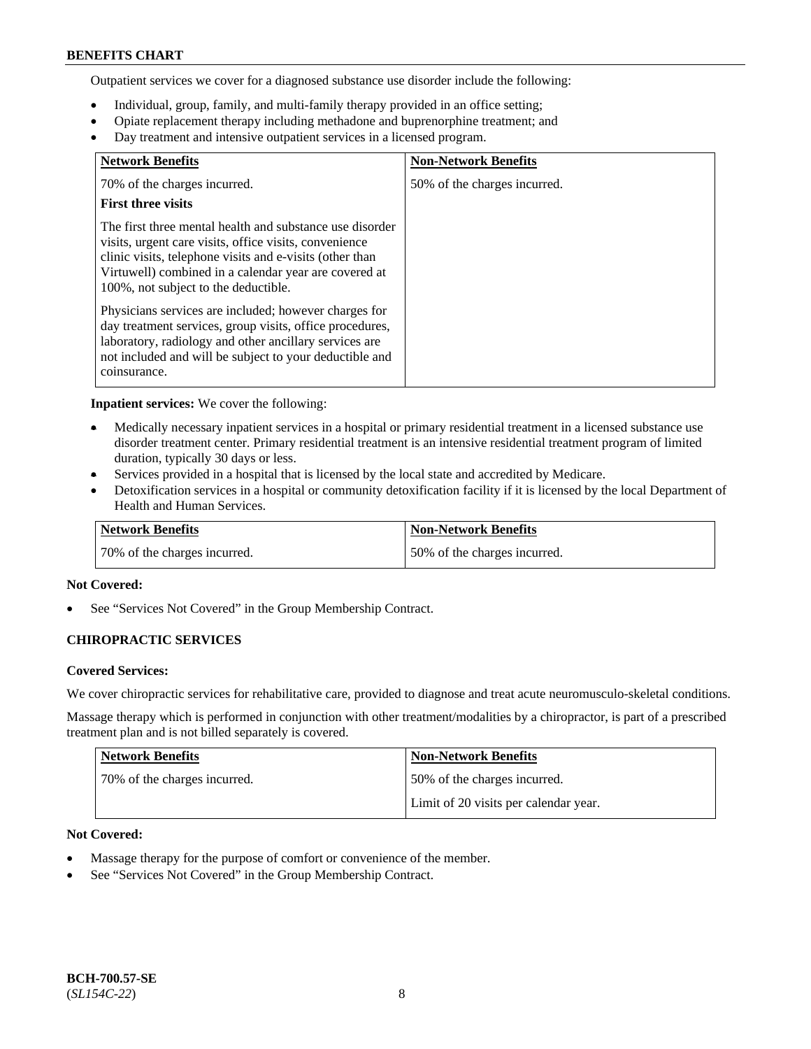Outpatient services we cover for a diagnosed substance use disorder include the following:

- Individual, group, family, and multi-family therapy provided in an office setting;
- Opiate replacement therapy including methadone and buprenorphine treatment; and
- Day treatment and intensive outpatient services in a licensed program.

| Network Benefits | Non-Network Benefits |
|---|---|
| 70% of the charges incurred.<br>**First three visits**<br>The first three mental health and substance use disorder visits, urgent care visits, office visits, convenience clinic visits, telephone visits and e-visits (other than Virtuwell) combined in a calendar year are covered at 100%, not subject to the deductible.<br>Physicians services are included; however charges for day treatment services, group visits, office procedures, laboratory, radiology and other ancillary services are not included and will be subject to your deductible and coinsurance. | 50% of the charges incurred. |

**Inpatient services:** We cover the following:

- Medically necessary inpatient services in a hospital or primary residential treatment in a licensed substance use disorder treatment center. Primary residential treatment is an intensive residential treatment program of limited duration, typically 30 days or less.
- Services provided in a hospital that is licensed by the local state and accredited by Medicare.
- Detoxification services in a hospital or community detoxification facility if it is licensed by the local Department of Health and Human Services.

| Network Benefits | Non-Network Benefits |
|---|---|
| 70% of the charges incurred. | 50% of the charges incurred. |

**Not Covered:**

- See "Services Not Covered" in the Group Membership Contract.

### CHIROPRACTIC SERVICES

**Covered Services:**

We cover chiropractic services for rehabilitative care, provided to diagnose and treat acute neuromusculo-skeletal conditions.

Massage therapy which is performed in conjunction with other treatment/modalities by a chiropractor, is part of a prescribed treatment plan and is not billed separately is covered.

| Network Benefits | Non-Network Benefits |
|---|---|
| 70% of the charges incurred. | 50% of the charges incurred.<br>Limit of 20 visits per calendar year. |

**Not Covered:**

- Massage therapy for the purpose of comfort or convenience of the member.
- See "Services Not Covered" in the Group Membership Contract.

BCH-700.57-SE
(*SL154C-22*)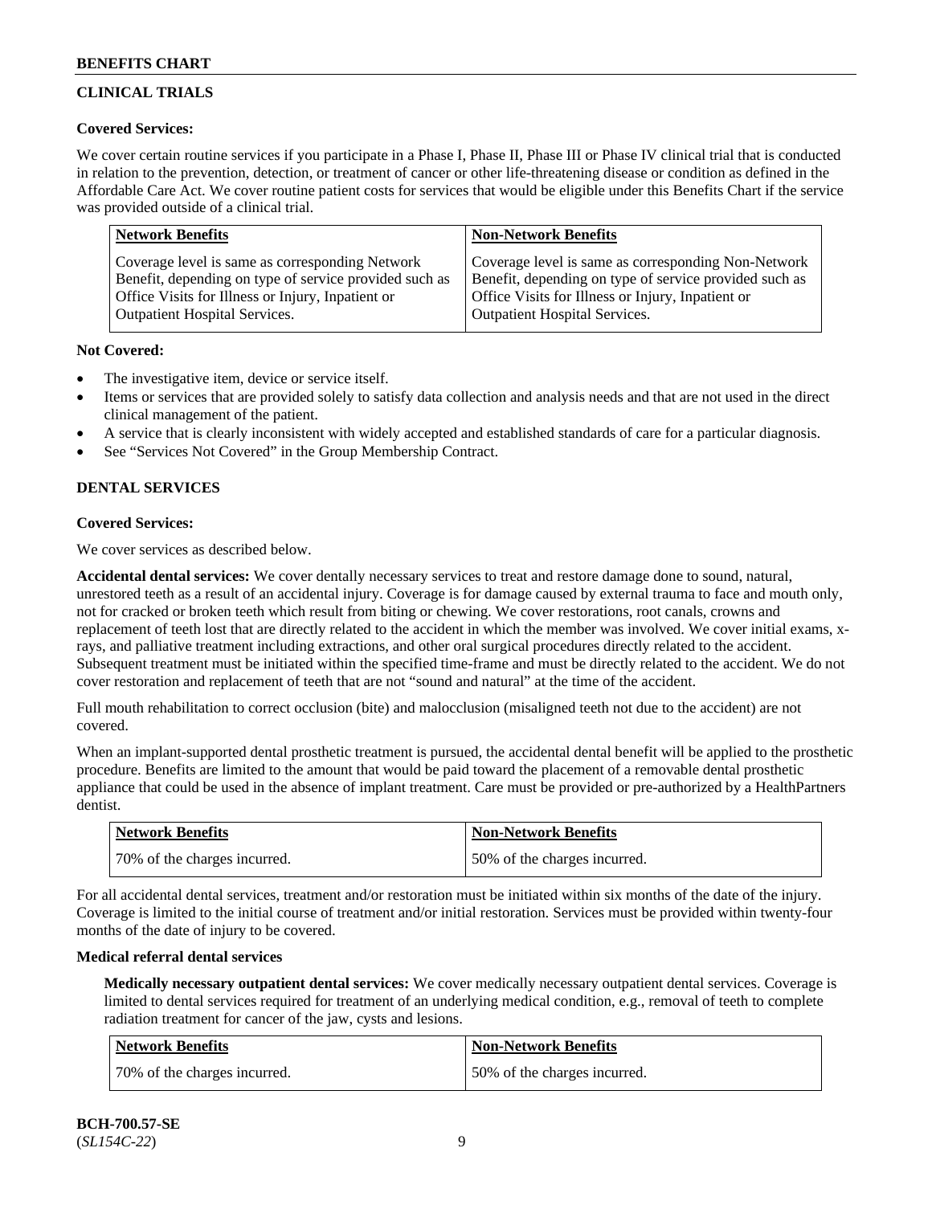## CLINICAL TRIALS

**Covered Services:**

We cover certain routine services if you participate in a Phase I, Phase II, Phase III or Phase IV clinical trial that is conducted in relation to the prevention, detection, or treatment of cancer or other life-threatening disease or condition as defined in the Affordable Care Act. We cover routine patient costs for services that would be eligible under this Benefits Chart if the service was provided outside of a clinical trial.

| Network Benefits | Non-Network Benefits |
|---|---|
| Coverage level is same as corresponding Network Benefit, depending on type of service provided such as Office Visits for Illness or Injury, Inpatient or Outpatient Hospital Services. | Coverage level is same as corresponding Non-Network Benefit, depending on type of service provided such as Office Visits for Illness or Injury, Inpatient or Outpatient Hospital Services. |

**Not Covered:**

- The investigative item, device or service itself.
- Items or services that are provided solely to satisfy data collection and analysis needs and that are not used in the direct clinical management of the patient.
- A service that is clearly inconsistent with widely accepted and established standards of care for a particular diagnosis.
- See "Services Not Covered" in the Group Membership Contract.

## DENTAL SERVICES

**Covered Services:**

We cover services as described below.

**Accidental dental services:** We cover dentally necessary services to treat and restore damage done to sound, natural, unrestored teeth as a result of an accidental injury. Coverage is for damage caused by external trauma to face and mouth only, not for cracked or broken teeth which result from biting or chewing. We cover restorations, root canals, crowns and replacement of teeth lost that are directly related to the accident in which the member was involved. We cover initial exams, x-rays, and palliative treatment including extractions, and other oral surgical procedures directly related to the accident. Subsequent treatment must be initiated within the specified time-frame and must be directly related to the accident. We do not cover restoration and replacement of teeth that are not "sound and natural" at the time of the accident.

Full mouth rehabilitation to correct occlusion (bite) and malocclusion (misaligned teeth not due to the accident) are not covered.

When an implant-supported dental prosthetic treatment is pursued, the accidental dental benefit will be applied to the prosthetic procedure. Benefits are limited to the amount that would be paid toward the placement of a removable dental prosthetic appliance that could be used in the absence of implant treatment. Care must be provided or pre-authorized by a HealthPartners dentist.

| Network Benefits | Non-Network Benefits |
|---|---|
| 70% of the charges incurred. | 50% of the charges incurred. |

For all accidental dental services, treatment and/or restoration must be initiated within six months of the date of the injury. Coverage is limited to the initial course of treatment and/or initial restoration. Services must be provided within twenty-four months of the date of injury to be covered.

**Medical referral dental services**

**Medically necessary outpatient dental services:** We cover medically necessary outpatient dental services. Coverage is limited to dental services required for treatment of an underlying medical condition, e.g., removal of teeth to complete radiation treatment for cancer of the jaw, cysts and lesions.

| Network Benefits | Non-Network Benefits |
|---|---|
| 70% of the charges incurred. | 50% of the charges incurred. |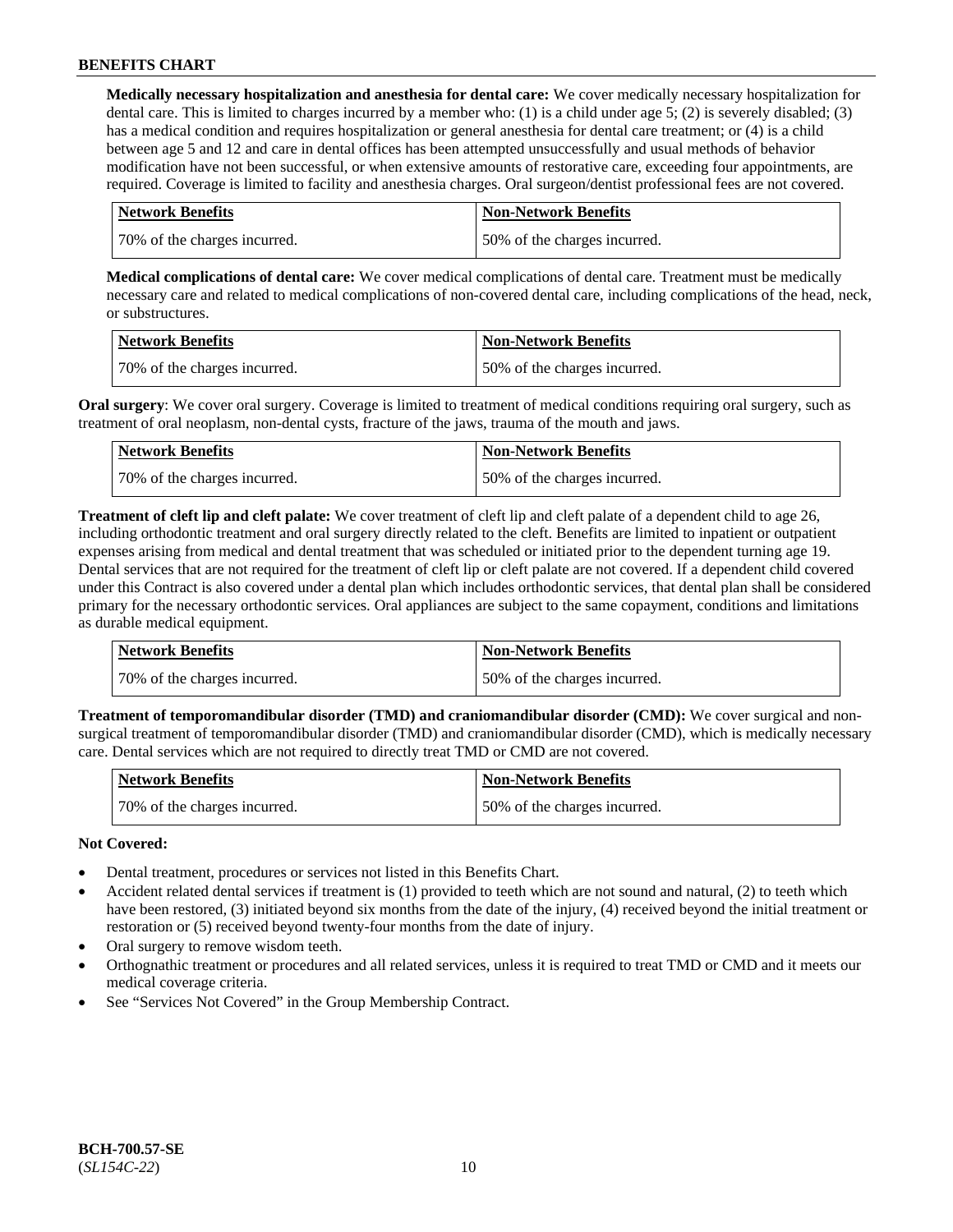**Medically necessary hospitalization and anesthesia for dental care:** We cover medically necessary hospitalization for dental care. This is limited to charges incurred by a member who: (1) is a child under age 5; (2) is severely disabled; (3) has a medical condition and requires hospitalization or general anesthesia for dental care treatment; or (4) is a child between age 5 and 12 and care in dental offices has been attempted unsuccessfully and usual methods of behavior modification have not been successful, or when extensive amounts of restorative care, exceeding four appointments, are required. Coverage is limited to facility and anesthesia charges. Oral surgeon/dentist professional fees are not covered.

| Network Benefits | Non-Network Benefits |
|---|---|
| 70% of the charges incurred. | 50% of the charges incurred. |

**Medical complications of dental care:** We cover medical complications of dental care. Treatment must be medically necessary care and related to medical complications of non-covered dental care, including complications of the head, neck, or substructures.

| Network Benefits | Non-Network Benefits |
|---|---|
| 70% of the charges incurred. | 50% of the charges incurred. |

**Oral surgery**: We cover oral surgery. Coverage is limited to treatment of medical conditions requiring oral surgery, such as treatment of oral neoplasm, non-dental cysts, fracture of the jaws, trauma of the mouth and jaws.

| Network Benefits | Non-Network Benefits |
|---|---|
| 70% of the charges incurred. | 50% of the charges incurred. |

**Treatment of cleft lip and cleft palate:** We cover treatment of cleft lip and cleft palate of a dependent child to age 26, including orthodontic treatment and oral surgery directly related to the cleft. Benefits are limited to inpatient or outpatient expenses arising from medical and dental treatment that was scheduled or initiated prior to the dependent turning age 19. Dental services that are not required for the treatment of cleft lip or cleft palate are not covered. If a dependent child covered under this Contract is also covered under a dental plan which includes orthodontic services, that dental plan shall be considered primary for the necessary orthodontic services. Oral appliances are subject to the same copayment, conditions and limitations as durable medical equipment.

| Network Benefits | Non-Network Benefits |
|---|---|
| 70% of the charges incurred. | 50% of the charges incurred. |

**Treatment of temporomandibular disorder (TMD) and craniomandibular disorder (CMD):** We cover surgical and non-surgical treatment of temporomandibular disorder (TMD) and craniomandibular disorder (CMD), which is medically necessary care. Dental services which are not required to directly treat TMD or CMD are not covered.

| Network Benefits | Non-Network Benefits |
|---|---|
| 70% of the charges incurred. | 50% of the charges incurred. |

**Not Covered:**

- Dental treatment, procedures or services not listed in this Benefits Chart.
- Accident related dental services if treatment is (1) provided to teeth which are not sound and natural, (2) to teeth which have been restored, (3) initiated beyond six months from the date of the injury, (4) received beyond the initial treatment or restoration or (5) received beyond twenty-four months from the date of injury.
- Oral surgery to remove wisdom teeth.
- Orthognathic treatment or procedures and all related services, unless it is required to treat TMD or CMD and it meets our medical coverage criteria.
- See "Services Not Covered" in the Group Membership Contract.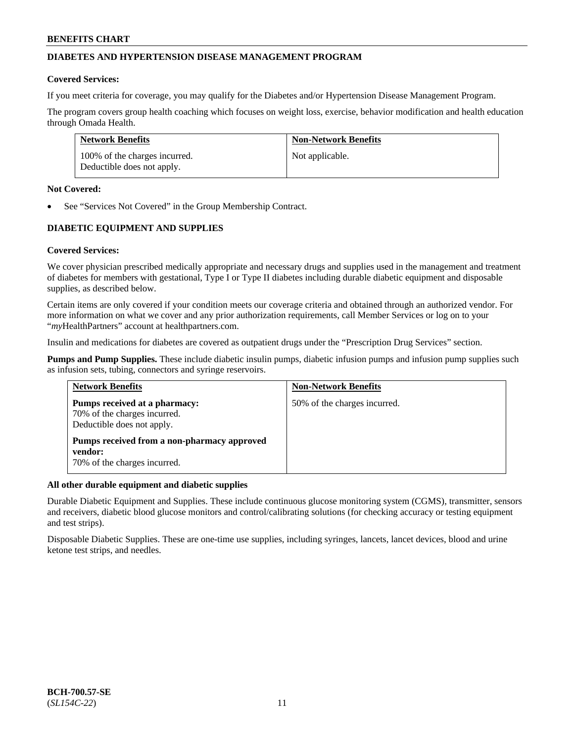## DIABETES AND HYPERTENSION DISEASE MANAGEMENT PROGRAM

**Covered Services:**

If you meet criteria for coverage, you may qualify for the Diabetes and/or Hypertension Disease Management Program.

The program covers group health coaching which focuses on weight loss, exercise, behavior modification and health education through Omada Health.

| Network Benefits | Non-Network Benefits |
| --- | --- |
| 100% of the charges incurred. Deductible does not apply. | Not applicable. |

**Not Covered:**

- See "Services Not Covered" in the Group Membership Contract.

## DIABETIC EQUIPMENT AND SUPPLIES

**Covered Services:**

We cover physician prescribed medically appropriate and necessary drugs and supplies used in the management and treatment of diabetes for members with gestational, Type I or Type II diabetes including durable diabetic equipment and disposable supplies, as described below.

Certain items are only covered if your condition meets our coverage criteria and obtained through an authorized vendor. For more information on what we cover and any prior authorization requirements, call Member Services or log on to your "*my*HealthPartners" account at healthpartners.com.

Insulin and medications for diabetes are covered as outpatient drugs under the "Prescription Drug Services" section.

**Pumps and Pump Supplies.** These include diabetic insulin pumps, diabetic infusion pumps and infusion pump supplies such as infusion sets, tubing, connectors and syringe reservoirs.

| Network Benefits | Non-Network Benefits |
| --- | --- |
| **Pumps received at a pharmacy:** 70% of the charges incurred. Deductible does not apply. **Pumps received from a non-pharmacy approved vendor:** 70% of the charges incurred. | 50% of the charges incurred. |

**All other durable equipment and diabetic supplies**

Durable Diabetic Equipment and Supplies. These include continuous glucose monitoring system (CGMS), transmitter, sensors and receivers, diabetic blood glucose monitors and control/calibrating solutions (for checking accuracy or testing equipment and test strips).

Disposable Diabetic Supplies. These are one-time use supplies, including syringes, lancets, lancet devices, blood and urine ketone test strips, and needles.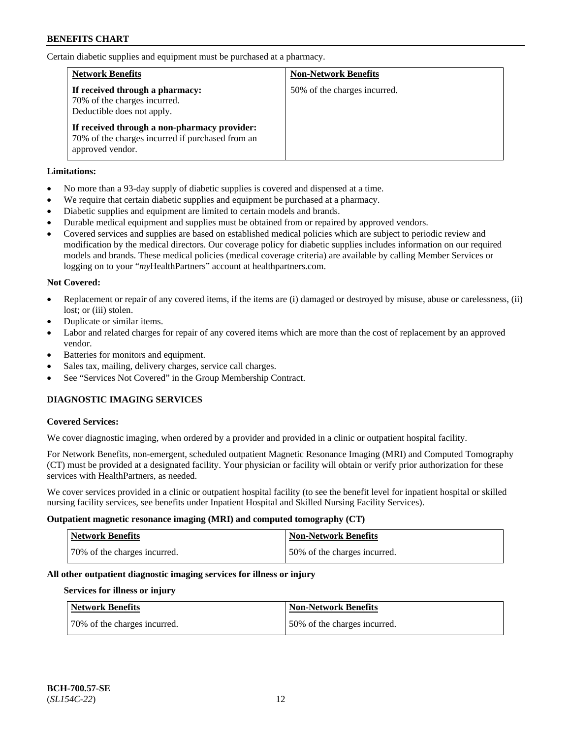Certain diabetic supplies and equipment must be purchased at a pharmacy.

| Network Benefits | Non-Network Benefits |
| --- | --- |
| **If received through a pharmacy:** 70% of the charges incurred. Deductible does not apply.<br><br>**If received through a non-pharmacy provider:** 70% of the charges incurred if purchased from an approved vendor. | 50% of the charges incurred. |

**Limitations:**

- No more than a 93-day supply of diabetic supplies is covered and dispensed at a time.
- We require that certain diabetic supplies and equipment be purchased at a pharmacy.
- Diabetic supplies and equipment are limited to certain models and brands.
- Durable medical equipment and supplies must be obtained from or repaired by approved vendors.
- Covered services and supplies are based on established medical policies which are subject to periodic review and modification by the medical directors. Our coverage policy for diabetic supplies includes information on our required models and brands. These medical policies (medical coverage criteria) are available by calling Member Services or logging on to your "*my*HealthPartners" account at healthpartners.com.

**Not Covered:**

- Replacement or repair of any covered items, if the items are (i) damaged or destroyed by misuse, abuse or carelessness, (ii) lost; or (iii) stolen.
- Duplicate or similar items.
- Labor and related charges for repair of any covered items which are more than the cost of replacement by an approved vendor.
- Batteries for monitors and equipment.
- Sales tax, mailing, delivery charges, service call charges.
- See "Services Not Covered" in the Group Membership Contract.

## DIAGNOSTIC IMAGING SERVICES

**Covered Services:**

We cover diagnostic imaging, when ordered by a provider and provided in a clinic or outpatient hospital facility.

For Network Benefits, non-emergent, scheduled outpatient Magnetic Resonance Imaging (MRI) and Computed Tomography (CT) must be provided at a designated facility. Your physician or facility will obtain or verify prior authorization for these services with HealthPartners, as needed.

We cover services provided in a clinic or outpatient hospital facility (to see the benefit level for inpatient hospital or skilled nursing facility services, see benefits under Inpatient Hospital and Skilled Nursing Facility Services).

**Outpatient magnetic resonance imaging (MRI) and computed tomography (CT)**

| Network Benefits | Non-Network Benefits |
| --- | --- |
| 70% of the charges incurred. | 50% of the charges incurred. |

**All other outpatient diagnostic imaging services for illness or injury**

**Services for illness or injury**

| Network Benefits | Non-Network Benefits |
| --- | --- |
| 70% of the charges incurred. | 50% of the charges incurred. |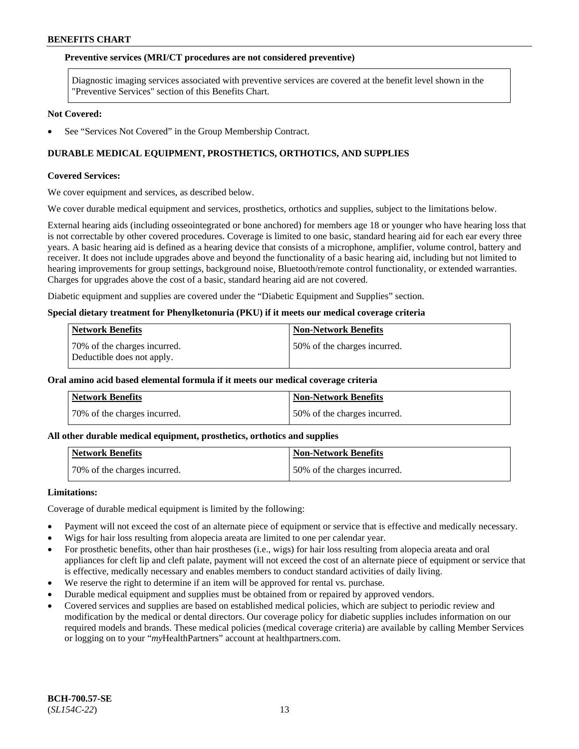**Preventive services (MRI/CT procedures are not considered preventive)**

| Diagnostic imaging services associated with preventive services are covered at the benefit level shown in the "Preventive Services" section of this Benefits Chart. |
|---|

**Not Covered:**

- See "Services Not Covered" in the Group Membership Contract.

**DURABLE MEDICAL EQUIPMENT, PROSTHETICS, ORTHOTICS, AND SUPPLIES**

**Covered Services:**

We cover equipment and services, as described below.

We cover durable medical equipment and services, prosthetics, orthotics and supplies, subject to the limitations below.

External hearing aids (including osseointegrated or bone anchored) for members age 18 or younger who have hearing loss that is not correctable by other covered procedures. Coverage is limited to one basic, standard hearing aid for each ear every three years. A basic hearing aid is defined as a hearing device that consists of a microphone, amplifier, volume control, battery and receiver. It does not include upgrades above and beyond the functionality of a basic hearing aid, including but not limited to hearing improvements for group settings, background noise, Bluetooth/remote control functionality, or extended warranties. Charges for upgrades above the cost of a basic, standard hearing aid are not covered.

Diabetic equipment and supplies are covered under the "Diabetic Equipment and Supplies" section.

**Special dietary treatment for Phenylketonuria (PKU) if it meets our medical coverage criteria**

| Network Benefits | Non-Network Benefits |
|---|---|
| 70% of the charges incurred. Deductible does not apply. | 50% of the charges incurred. |

**Oral amino acid based elemental formula if it meets our medical coverage criteria**

| Network Benefits | Non-Network Benefits |
|---|---|
| 70% of the charges incurred. | 50% of the charges incurred. |

**All other durable medical equipment, prosthetics, orthotics and supplies**

| Network Benefits | Non-Network Benefits |
|---|---|
| 70% of the charges incurred. | 50% of the charges incurred. |

**Limitations:**

Coverage of durable medical equipment is limited by the following:

- Payment will not exceed the cost of an alternate piece of equipment or service that is effective and medically necessary.
- Wigs for hair loss resulting from alopecia areata are limited to one per calendar year.
- For prosthetic benefits, other than hair prostheses (i.e., wigs) for hair loss resulting from alopecia areata and oral appliances for cleft lip and cleft palate, payment will not exceed the cost of an alternate piece of equipment or service that is effective, medically necessary and enables members to conduct standard activities of daily living.
- We reserve the right to determine if an item will be approved for rental vs. purchase.
- Durable medical equipment and supplies must be obtained from or repaired by approved vendors.
- Covered services and supplies are based on established medical policies, which are subject to periodic review and modification by the medical or dental directors. Our coverage policy for diabetic supplies includes information on our required models and brands. These medical policies (medical coverage criteria) are available by calling Member Services or logging on to your "*my*HealthPartners" account at healthpartners.com.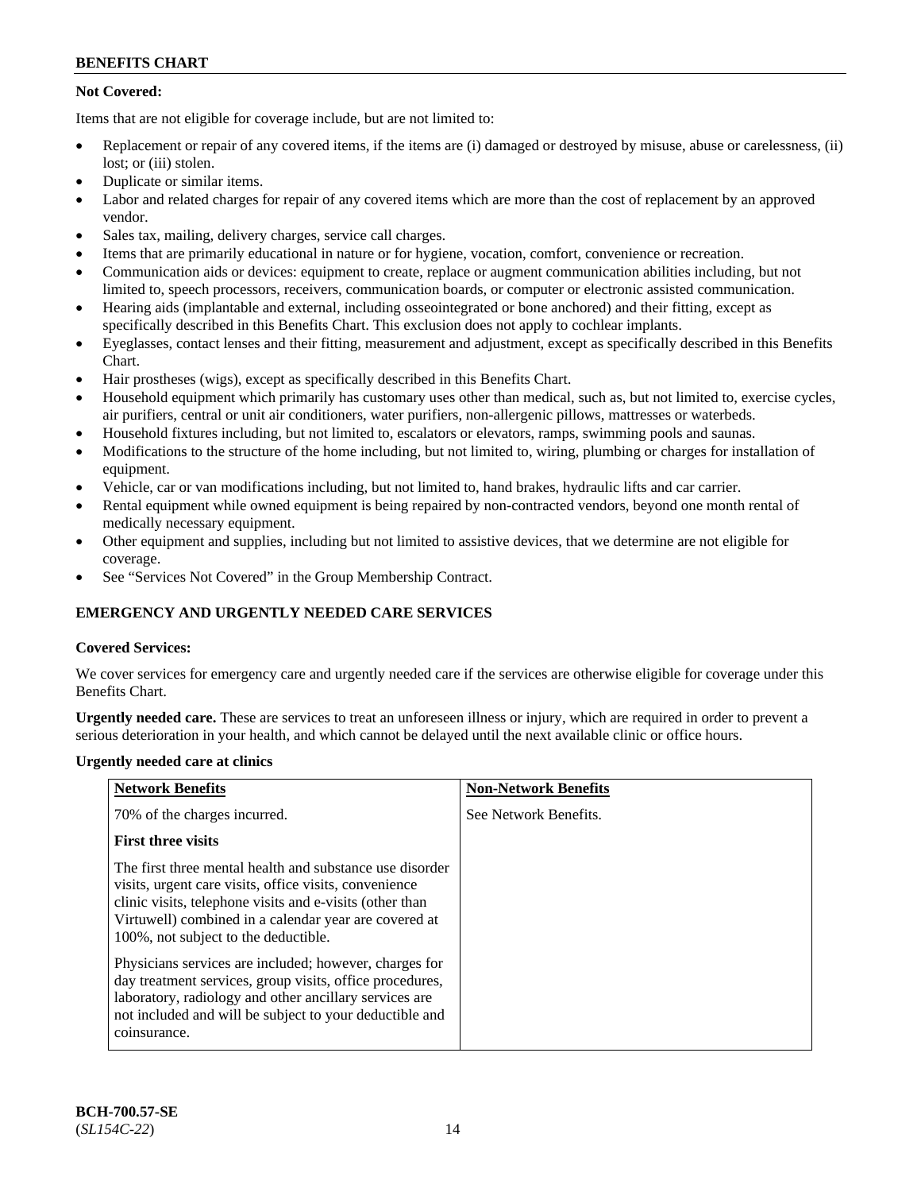**Not Covered:**

Items that are not eligible for coverage include, but are not limited to:

- Replacement or repair of any covered items, if the items are (i) damaged or destroyed by misuse, abuse or carelessness, (ii) lost; or (iii) stolen.
- Duplicate or similar items.
- Labor and related charges for repair of any covered items which are more than the cost of replacement by an approved vendor.
- Sales tax, mailing, delivery charges, service call charges.
- Items that are primarily educational in nature or for hygiene, vocation, comfort, convenience or recreation.
- Communication aids or devices: equipment to create, replace or augment communication abilities including, but not limited to, speech processors, receivers, communication boards, or computer or electronic assisted communication.
- Hearing aids (implantable and external, including osseointegrated or bone anchored) and their fitting, except as specifically described in this Benefits Chart. This exclusion does not apply to cochlear implants.
- Eyeglasses, contact lenses and their fitting, measurement and adjustment, except as specifically described in this Benefits Chart.
- Hair prostheses (wigs), except as specifically described in this Benefits Chart.
- Household equipment which primarily has customary uses other than medical, such as, but not limited to, exercise cycles, air purifiers, central or unit air conditioners, water purifiers, non-allergenic pillows, mattresses or waterbeds.
- Household fixtures including, but not limited to, escalators or elevators, ramps, swimming pools and saunas.
- Modifications to the structure of the home including, but not limited to, wiring, plumbing or charges for installation of equipment.
- Vehicle, car or van modifications including, but not limited to, hand brakes, hydraulic lifts and car carrier.
- Rental equipment while owned equipment is being repaired by non-contracted vendors, beyond one month rental of medically necessary equipment.
- Other equipment and supplies, including but not limited to assistive devices, that we determine are not eligible for coverage.
- See "Services Not Covered" in the Group Membership Contract.

## EMERGENCY AND URGENTLY NEEDED CARE SERVICES

**Covered Services:**

We cover services for emergency care and urgently needed care if the services are otherwise eligible for coverage under this Benefits Chart.

**Urgently needed care.** These are services to treat an unforeseen illness or injury, which are required in order to prevent a serious deterioration in your health, and which cannot be delayed until the next available clinic or office hours.

**Urgently needed care at clinics**

| Network Benefits | Non-Network Benefits |
|---|---|
| 70% of the charges incurred.<br><br>**First three visits**<br><br>The first three mental health and substance use disorder visits, urgent care visits, office visits, convenience clinic visits, telephone visits and e-visits (other than Virtuwell) combined in a calendar year are covered at 100%, not subject to the deductible.<br><br>Physicians services are included; however, charges for day treatment services, group visits, office procedures, laboratory, radiology and other ancillary services are not included and will be subject to your deductible and coinsurance. | See Network Benefits. |

BCH-700.57-SE
(*SL154C-22*)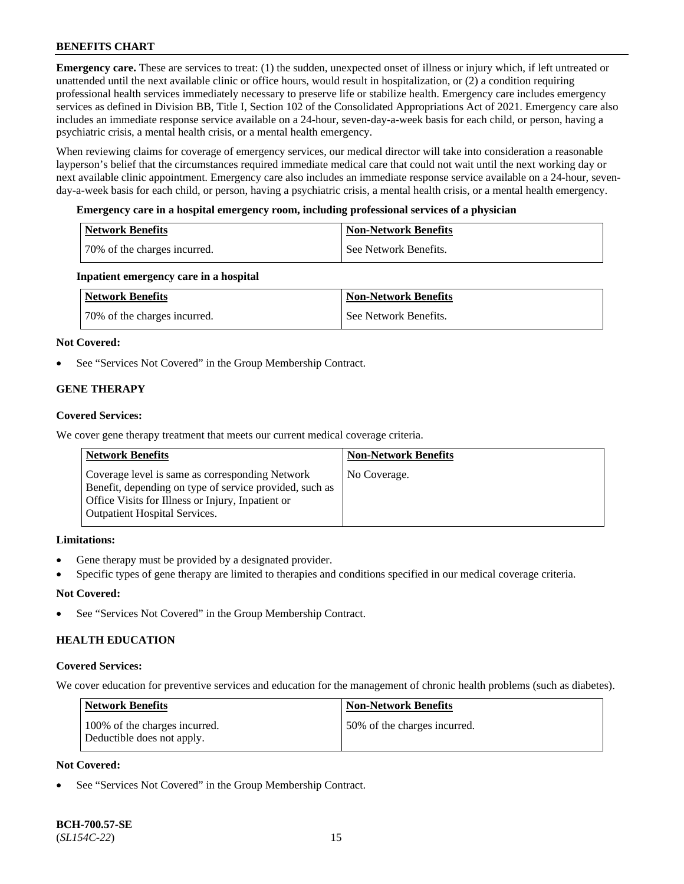**Emergency care.** These are services to treat: (1) the sudden, unexpected onset of illness or injury which, if left untreated or unattended until the next available clinic or office hours, would result in hospitalization, or (2) a condition requiring professional health services immediately necessary to preserve life or stabilize health. Emergency care includes emergency services as defined in Division BB, Title I, Section 102 of the Consolidated Appropriations Act of 2021. Emergency care also includes an immediate response service available on a 24-hour, seven-day-a-week basis for each child, or person, having a psychiatric crisis, a mental health crisis, or a mental health emergency.

When reviewing claims for coverage of emergency services, our medical director will take into consideration a reasonable layperson's belief that the circumstances required immediate medical care that could not wait until the next working day or next available clinic appointment. Emergency care also includes an immediate response service available on a 24-hour, seven-day-a-week basis for each child, or person, having a psychiatric crisis, a mental health crisis, or a mental health emergency.

**Emergency care in a hospital emergency room, including professional services of a physician**

| Network Benefits | Non-Network Benefits |
| --- | --- |
| 70% of the charges incurred. | See Network Benefits. |

**Inpatient emergency care in a hospital**

| Network Benefits | Non-Network Benefits |
| --- | --- |
| 70% of the charges incurred. | See Network Benefits. |

**Not Covered:**

- See "Services Not Covered" in the Group Membership Contract.

### GENE THERAPY

**Covered Services:**

We cover gene therapy treatment that meets our current medical coverage criteria.

| Network Benefits | Non-Network Benefits |
| --- | --- |
| Coverage level is same as corresponding Network Benefit, depending on type of service provided, such as Office Visits for Illness or Injury, Inpatient or Outpatient Hospital Services. | No Coverage. |

**Limitations:**

- Gene therapy must be provided by a designated provider.
- Specific types of gene therapy are limited to therapies and conditions specified in our medical coverage criteria.

**Not Covered:**

- See "Services Not Covered" in the Group Membership Contract.

### HEALTH EDUCATION

**Covered Services:**

We cover education for preventive services and education for the management of chronic health problems (such as diabetes).

| Network Benefits | Non-Network Benefits |
| --- | --- |
| 100% of the charges incurred. Deductible does not apply. | 50% of the charges incurred. |

**Not Covered:**

- See "Services Not Covered" in the Group Membership Contract.

**BCH-700.57-SE**
(*SL154C-22*)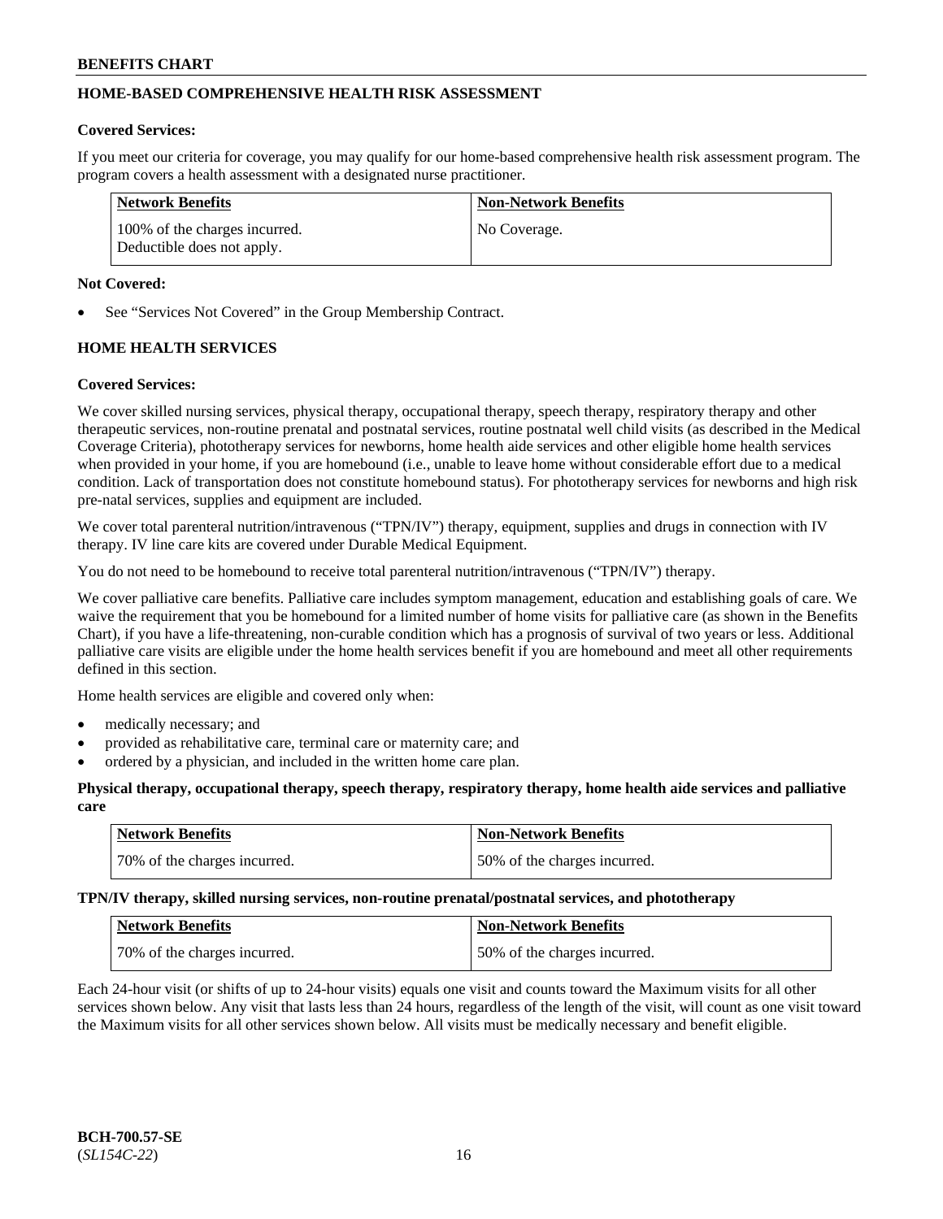## HOME-BASED COMPREHENSIVE HEALTH RISK ASSESSMENT

**Covered Services:**

If you meet our criteria for coverage, you may qualify for our home-based comprehensive health risk assessment program. The program covers a health assessment with a designated nurse practitioner.

| Network Benefits | Non-Network Benefits |
|---|---|
| 100% of the charges incurred. Deductible does not apply. | No Coverage. |

**Not Covered:**

- See "Services Not Covered" in the Group Membership Contract.

## HOME HEALTH SERVICES

**Covered Services:**

We cover skilled nursing services, physical therapy, occupational therapy, speech therapy, respiratory therapy and other therapeutic services, non-routine prenatal and postnatal services, routine postnatal well child visits (as described in the Medical Coverage Criteria), phototherapy services for newborns, home health aide services and other eligible home health services when provided in your home, if you are homebound (i.e., unable to leave home without considerable effort due to a medical condition. Lack of transportation does not constitute homebound status). For phototherapy services for newborns and high risk pre-natal services, supplies and equipment are included.

We cover total parenteral nutrition/intravenous ("TPN/IV") therapy, equipment, supplies and drugs in connection with IV therapy. IV line care kits are covered under Durable Medical Equipment.

You do not need to be homebound to receive total parenteral nutrition/intravenous ("TPN/IV") therapy.

We cover palliative care benefits. Palliative care includes symptom management, education and establishing goals of care. We waive the requirement that you be homebound for a limited number of home visits for palliative care (as shown in the Benefits Chart), if you have a life-threatening, non-curable condition which has a prognosis of survival of two years or less. Additional palliative care visits are eligible under the home health services benefit if you are homebound and meet all other requirements defined in this section.

Home health services are eligible and covered only when:

- medically necessary; and
- provided as rehabilitative care, terminal care or maternity care; and
- ordered by a physician, and included in the written home care plan.

**Physical therapy, occupational therapy, speech therapy, respiratory therapy, home health aide services and palliative care**

| Network Benefits | Non-Network Benefits |
|---|---|
| 70% of the charges incurred. | 50% of the charges incurred. |

**TPN/IV therapy, skilled nursing services, non-routine prenatal/postnatal services, and phototherapy**

| Network Benefits | Non-Network Benefits |
|---|---|
| 70% of the charges incurred. | 50% of the charges incurred. |

Each 24-hour visit (or shifts of up to 24-hour visits) equals one visit and counts toward the Maximum visits for all other services shown below. Any visit that lasts less than 24 hours, regardless of the length of the visit, will count as one visit toward the Maximum visits for all other services shown below. All visits must be medically necessary and benefit eligible.

BCH-700.57-SE
(*SL154C-22*)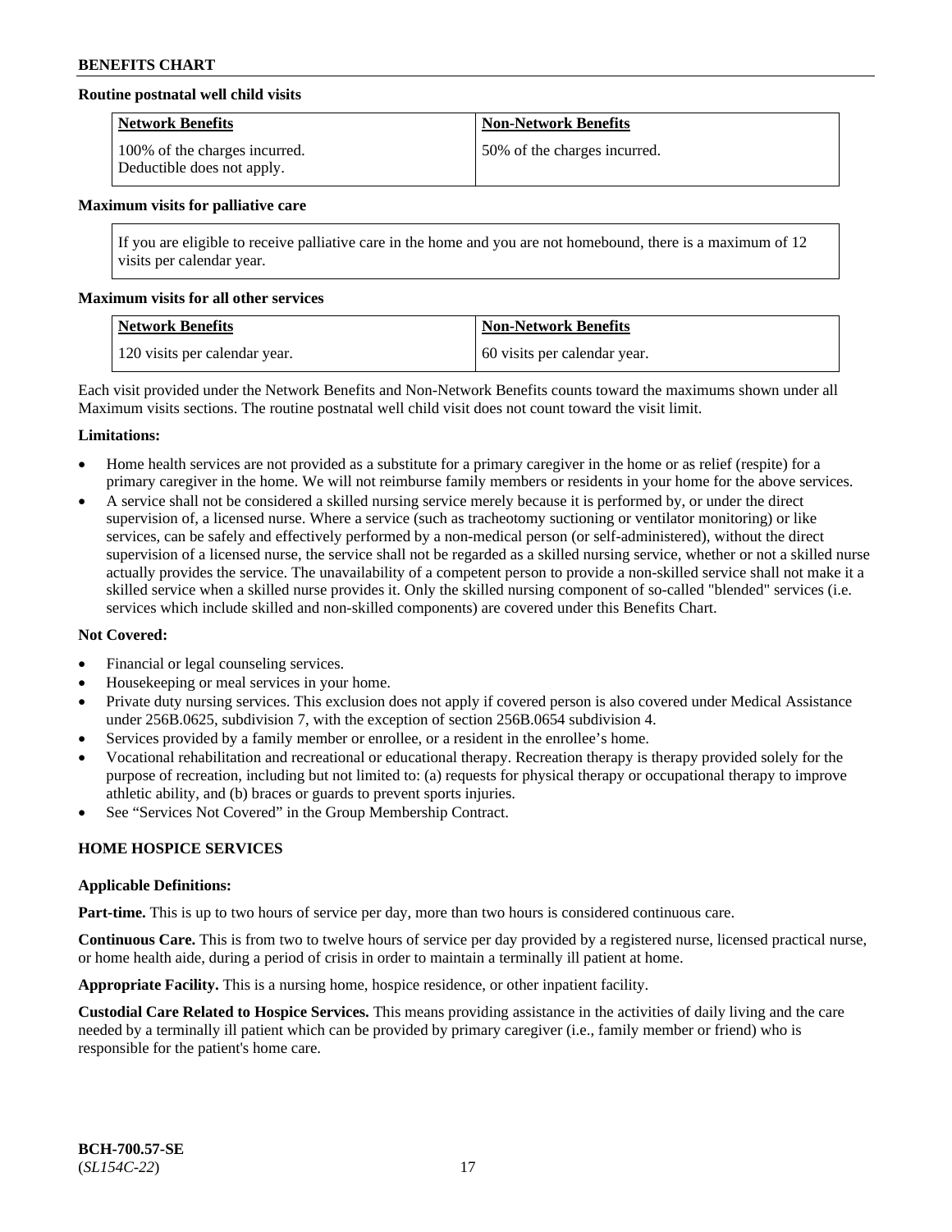**Routine postnatal well child visits**

| Network Benefits | Non-Network Benefits |
|---|---|
| 100% of the charges incurred. Deductible does not apply. | 50% of the charges incurred. |

**Maximum visits for palliative care**

| If you are eligible to receive palliative care in the home and you are not homebound, there is a maximum of 12 visits per calendar year. |
|---|

**Maximum visits for all other services**

| Network Benefits | Non-Network Benefits |
|---|---|
| 120 visits per calendar year. | 60 visits per calendar year. |

Each visit provided under the Network Benefits and Non-Network Benefits counts toward the maximums shown under all Maximum visits sections. The routine postnatal well child visit does not count toward the visit limit.

**Limitations:**

- Home health services are not provided as a substitute for a primary caregiver in the home or as relief (respite) for a primary caregiver in the home. We will not reimburse family members or residents in your home for the above services.
- A service shall not be considered a skilled nursing service merely because it is performed by, or under the direct supervision of, a licensed nurse. Where a service (such as tracheotomy suctioning or ventilator monitoring) or like services, can be safely and effectively performed by a non-medical person (or self-administered), without the direct supervision of a licensed nurse, the service shall not be regarded as a skilled nursing service, whether or not a skilled nurse actually provides the service. The unavailability of a competent person to provide a non-skilled service shall not make it a skilled service when a skilled nurse provides it. Only the skilled nursing component of so-called "blended" services (i.e. services which include skilled and non-skilled components) are covered under this Benefits Chart.

**Not Covered:**

- Financial or legal counseling services.
- Housekeeping or meal services in your home.
- Private duty nursing services. This exclusion does not apply if covered person is also covered under Medical Assistance under 256B.0625, subdivision 7, with the exception of section 256B.0654 subdivision 4.
- Services provided by a family member or enrollee, or a resident in the enrollee's home.
- Vocational rehabilitation and recreational or educational therapy. Recreation therapy is therapy provided solely for the purpose of recreation, including but not limited to: (a) requests for physical therapy or occupational therapy to improve athletic ability, and (b) braces or guards to prevent sports injuries.
- See "Services Not Covered" in the Group Membership Contract.

## HOME HOSPICE SERVICES

**Applicable Definitions:**

**Part-time.** This is up to two hours of service per day, more than two hours is considered continuous care.

**Continuous Care.** This is from two to twelve hours of service per day provided by a registered nurse, licensed practical nurse, or home health aide, during a period of crisis in order to maintain a terminally ill patient at home.

**Appropriate Facility.** This is a nursing home, hospice residence, or other inpatient facility.

**Custodial Care Related to Hospice Services.** This means providing assistance in the activities of daily living and the care needed by a terminally ill patient which can be provided by primary caregiver (i.e., family member or friend) who is responsible for the patient's home care.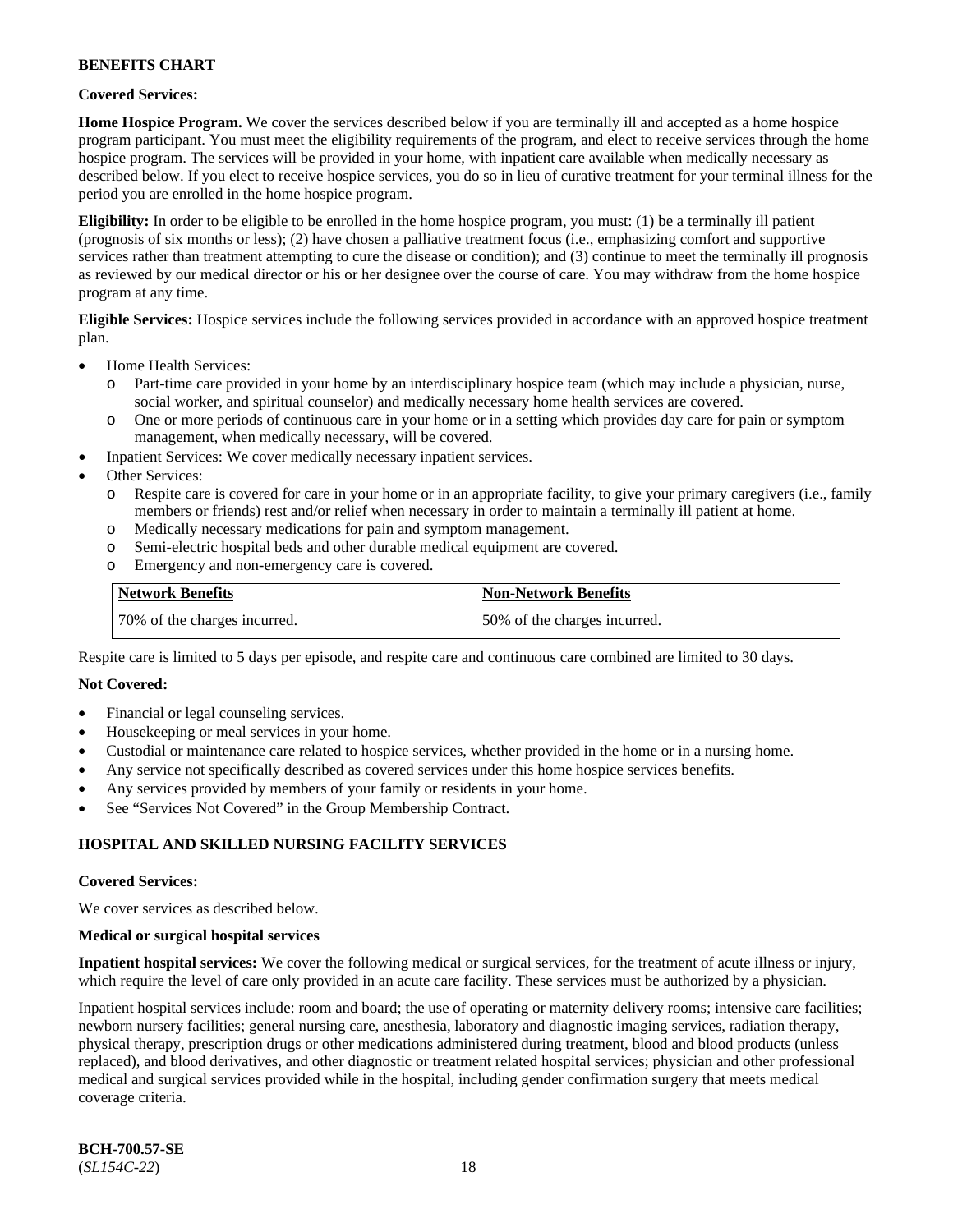**Covered Services:**

**Home Hospice Program.** We cover the services described below if you are terminally ill and accepted as a home hospice program participant. You must meet the eligibility requirements of the program, and elect to receive services through the home hospice program. The services will be provided in your home, with inpatient care available when medically necessary as described below. If you elect to receive hospice services, you do so in lieu of curative treatment for your terminal illness for the period you are enrolled in the home hospice program.

**Eligibility:** In order to be eligible to be enrolled in the home hospice program, you must: (1) be a terminally ill patient (prognosis of six months or less); (2) have chosen a palliative treatment focus (i.e., emphasizing comfort and supportive services rather than treatment attempting to cure the disease or condition); and (3) continue to meet the terminally ill prognosis as reviewed by our medical director or his or her designee over the course of care. You may withdraw from the home hospice program at any time.

**Eligible Services:** Hospice services include the following services provided in accordance with an approved hospice treatment plan.

- Home Health Services:
  - Part-time care provided in your home by an interdisciplinary hospice team (which may include a physician, nurse, social worker, and spiritual counselor) and medically necessary home health services are covered.
  - One or more periods of continuous care in your home or in a setting which provides day care for pain or symptom management, when medically necessary, will be covered.
- Inpatient Services: We cover medically necessary inpatient services.
- Other Services:
  - Respite care is covered for care in your home or in an appropriate facility, to give your primary caregivers (i.e., family members or friends) rest and/or relief when necessary in order to maintain a terminally ill patient at home.
  - Medically necessary medications for pain and symptom management.
  - Semi-electric hospital beds and other durable medical equipment are covered.
  - Emergency and non-emergency care is covered.

| Network Benefits | Non-Network Benefits |
|---|---|
| 70% of the charges incurred. | 50% of the charges incurred. |

Respite care is limited to 5 days per episode, and respite care and continuous care combined are limited to 30 days.

**Not Covered:**

- Financial or legal counseling services.
- Housekeeping or meal services in your home.
- Custodial or maintenance care related to hospice services, whether provided in the home or in a nursing home.
- Any service not specifically described as covered services under this home hospice services benefits.
- Any services provided by members of your family or residents in your home.
- See "Services Not Covered" in the Group Membership Contract.

## HOSPITAL AND SKILLED NURSING FACILITY SERVICES

**Covered Services:**

We cover services as described below.

**Medical or surgical hospital services**

**Inpatient hospital services:** We cover the following medical or surgical services, for the treatment of acute illness or injury, which require the level of care only provided in an acute care facility. These services must be authorized by a physician.

Inpatient hospital services include: room and board; the use of operating or maternity delivery rooms; intensive care facilities; newborn nursery facilities; general nursing care, anesthesia, laboratory and diagnostic imaging services, radiation therapy, physical therapy, prescription drugs or other medications administered during treatment, blood and blood products (unless replaced), and blood derivatives, and other diagnostic or treatment related hospital services; physician and other professional medical and surgical services provided while in the hospital, including gender confirmation surgery that meets medical coverage criteria.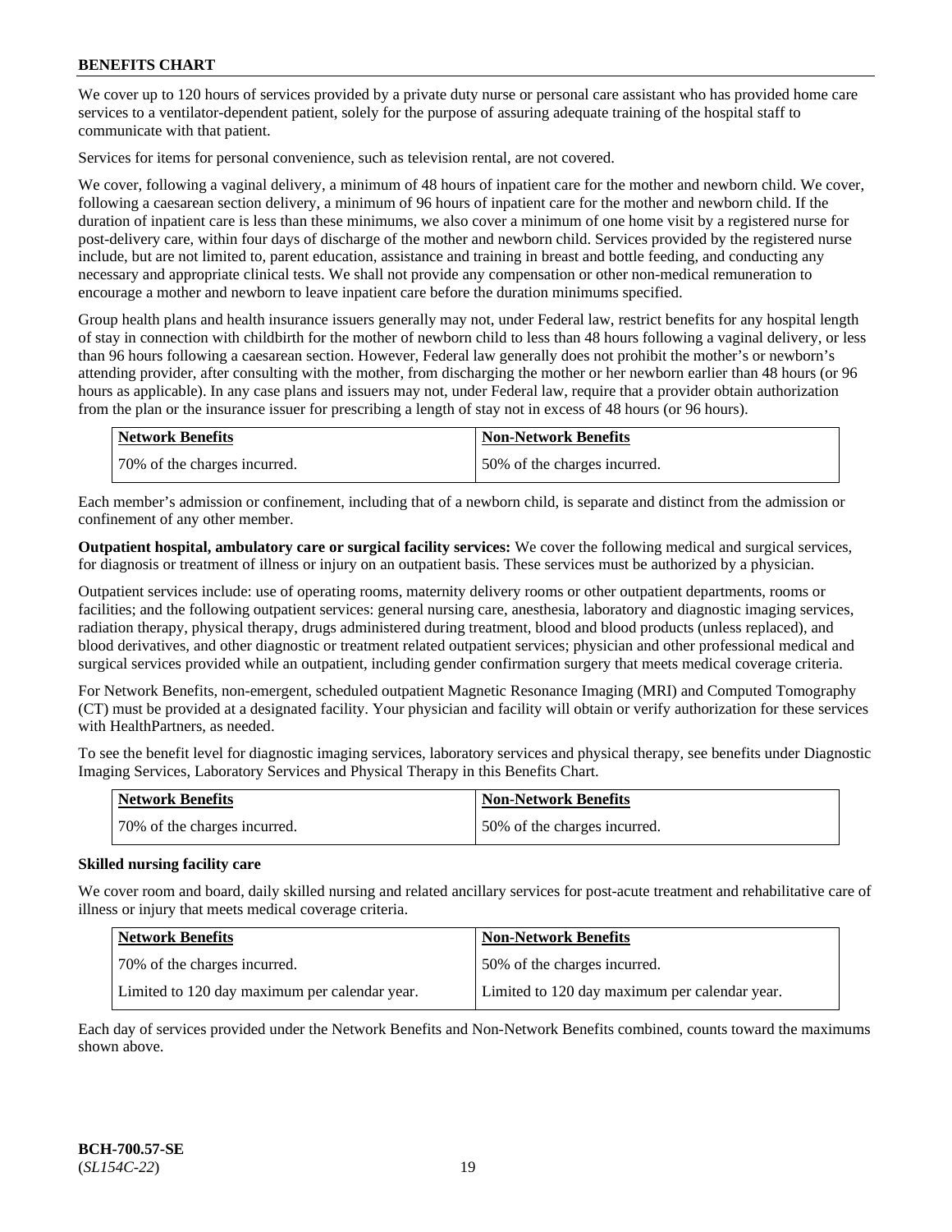We cover up to 120 hours of services provided by a private duty nurse or personal care assistant who has provided home care services to a ventilator-dependent patient, solely for the purpose of assuring adequate training of the hospital staff to communicate with that patient.

Services for items for personal convenience, such as television rental, are not covered.

We cover, following a vaginal delivery, a minimum of 48 hours of inpatient care for the mother and newborn child. We cover, following a caesarean section delivery, a minimum of 96 hours of inpatient care for the mother and newborn child. If the duration of inpatient care is less than these minimums, we also cover a minimum of one home visit by a registered nurse for post-delivery care, within four days of discharge of the mother and newborn child. Services provided by the registered nurse include, but are not limited to, parent education, assistance and training in breast and bottle feeding, and conducting any necessary and appropriate clinical tests. We shall not provide any compensation or other non-medical remuneration to encourage a mother and newborn to leave inpatient care before the duration minimums specified.

Group health plans and health insurance issuers generally may not, under Federal law, restrict benefits for any hospital length of stay in connection with childbirth for the mother of newborn child to less than 48 hours following a vaginal delivery, or less than 96 hours following a caesarean section. However, Federal law generally does not prohibit the mother's or newborn's attending provider, after consulting with the mother, from discharging the mother or her newborn earlier than 48 hours (or 96 hours as applicable). In any case plans and issuers may not, under Federal law, require that a provider obtain authorization from the plan or the insurance issuer for prescribing a length of stay not in excess of 48 hours (or 96 hours).

| Network Benefits | Non-Network Benefits |
|---|---|
| 70% of the charges incurred. | 50% of the charges incurred. |

Each member's admission or confinement, including that of a newborn child, is separate and distinct from the admission or confinement of any other member.

**Outpatient hospital, ambulatory care or surgical facility services:** We cover the following medical and surgical services, for diagnosis or treatment of illness or injury on an outpatient basis. These services must be authorized by a physician.

Outpatient services include: use of operating rooms, maternity delivery rooms or other outpatient departments, rooms or facilities; and the following outpatient services: general nursing care, anesthesia, laboratory and diagnostic imaging services, radiation therapy, physical therapy, drugs administered during treatment, blood and blood products (unless replaced), and blood derivatives, and other diagnostic or treatment related outpatient services; physician and other professional medical and surgical services provided while an outpatient, including gender confirmation surgery that meets medical coverage criteria.

For Network Benefits, non-emergent, scheduled outpatient Magnetic Resonance Imaging (MRI) and Computed Tomography (CT) must be provided at a designated facility. Your physician and facility will obtain or verify authorization for these services with HealthPartners, as needed.

To see the benefit level for diagnostic imaging services, laboratory services and physical therapy, see benefits under Diagnostic Imaging Services, Laboratory Services and Physical Therapy in this Benefits Chart.

| Network Benefits | Non-Network Benefits |
|---|---|
| 70% of the charges incurred. | 50% of the charges incurred. |

**Skilled nursing facility care**

We cover room and board, daily skilled nursing and related ancillary services for post-acute treatment and rehabilitative care of illness or injury that meets medical coverage criteria.

| Network Benefits | Non-Network Benefits |
|---|---|
| 70% of the charges incurred. | 50% of the charges incurred. |
| Limited to 120 day maximum per calendar year. | Limited to 120 day maximum per calendar year. |

Each day of services provided under the Network Benefits and Non-Network Benefits combined, counts toward the maximums shown above.

**BCH-700.57-SE**
(*SL154C-22*)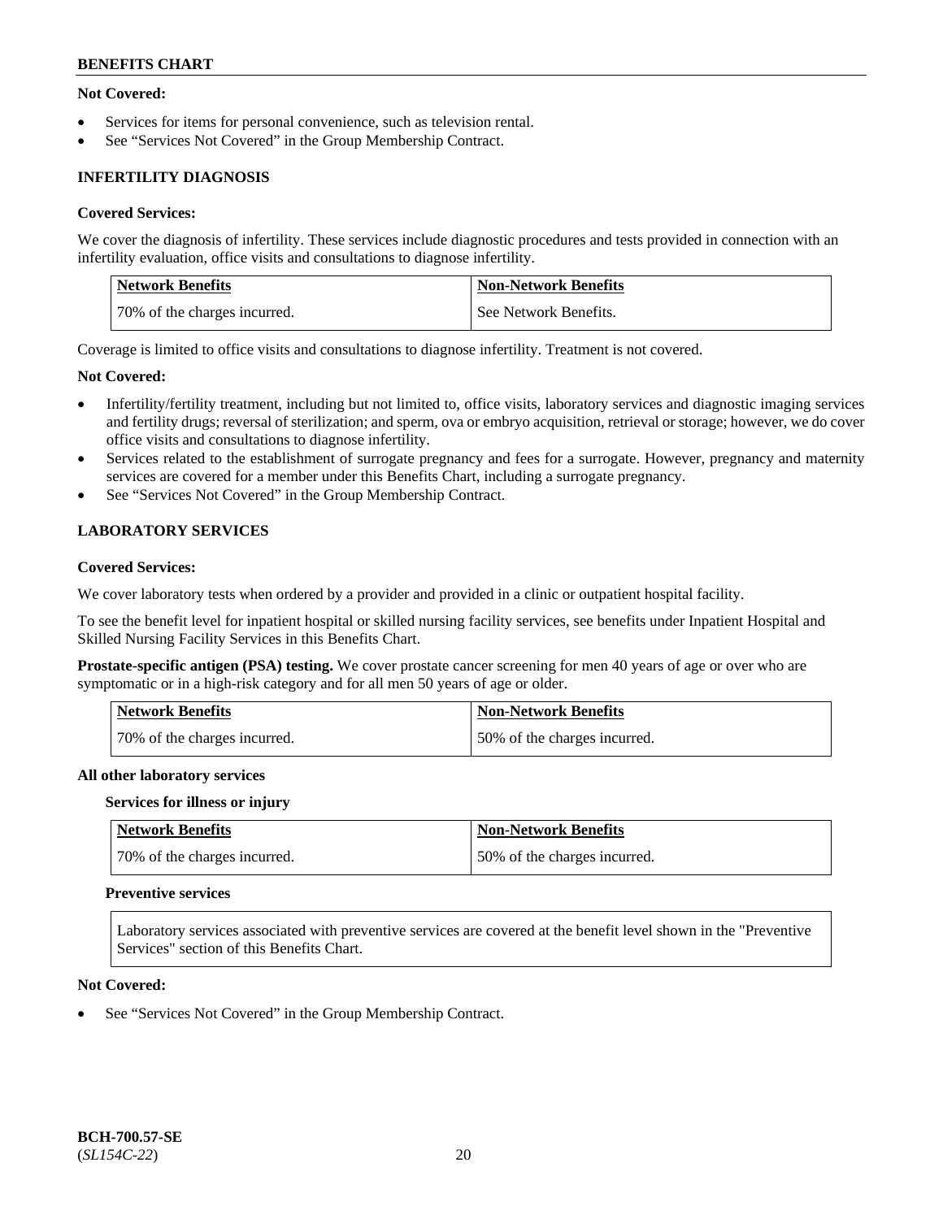**Not Covered:**

- Services for items for personal convenience, such as television rental.
- See "Services Not Covered" in the Group Membership Contract.

## INFERTILITY DIAGNOSIS

**Covered Services:**

We cover the diagnosis of infertility. These services include diagnostic procedures and tests provided in connection with an infertility evaluation, office visits and consultations to diagnose infertility.

| Network Benefits | Non-Network Benefits |
|---|---|
| 70% of the charges incurred. | See Network Benefits. |

Coverage is limited to office visits and consultations to diagnose infertility. Treatment is not covered.

**Not Covered:**

- Infertility/fertility treatment, including but not limited to, office visits, laboratory services and diagnostic imaging services and fertility drugs; reversal of sterilization; and sperm, ova or embryo acquisition, retrieval or storage; however, we do cover office visits and consultations to diagnose infertility.
- Services related to the establishment of surrogate pregnancy and fees for a surrogate. However, pregnancy and maternity services are covered for a member under this Benefits Chart, including a surrogate pregnancy.
- See "Services Not Covered" in the Group Membership Contract.

## LABORATORY SERVICES

**Covered Services:**

We cover laboratory tests when ordered by a provider and provided in a clinic or outpatient hospital facility.

To see the benefit level for inpatient hospital or skilled nursing facility services, see benefits under Inpatient Hospital and Skilled Nursing Facility Services in this Benefits Chart.

**Prostate-specific antigen (PSA) testing.** We cover prostate cancer screening for men 40 years of age or over who are symptomatic or in a high-risk category and for all men 50 years of age or older.

| Network Benefits | Non-Network Benefits |
|---|---|
| 70% of the charges incurred. | 50% of the charges incurred. |

**All other laboratory services**

**Services for illness or injury**

| Network Benefits | Non-Network Benefits |
|---|---|
| 70% of the charges incurred. | 50% of the charges incurred. |

**Preventive services**

Laboratory services associated with preventive services are covered at the benefit level shown in the "Preventive Services" section of this Benefits Chart.

**Not Covered:**

- See "Services Not Covered" in the Group Membership Contract.

**BCH-700.57-SE**
(*SL154C-22*)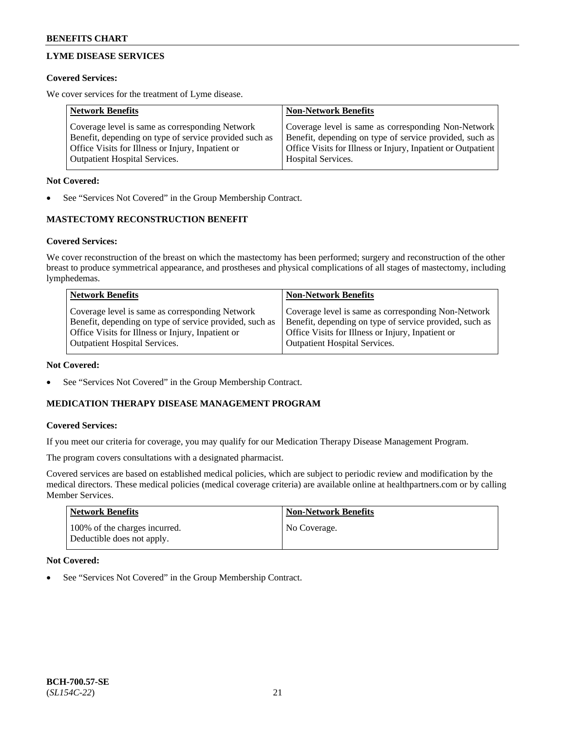## LYME DISEASE SERVICES

**Covered Services:**

We cover services for the treatment of Lyme disease.

| Network Benefits | Non-Network Benefits |
|---|---|
| Coverage level is same as corresponding Network Benefit, depending on type of service provided such as Office Visits for Illness or Injury, Inpatient or Outpatient Hospital Services. | Coverage level is same as corresponding Non-Network Benefit, depending on type of service provided, such as Office Visits for Illness or Injury, Inpatient or Outpatient Hospital Services. |

**Not Covered:**

- See "Services Not Covered" in the Group Membership Contract.

## MASTECTOMY RECONSTRUCTION BENEFIT

**Covered Services:**

We cover reconstruction of the breast on which the mastectomy has been performed; surgery and reconstruction of the other breast to produce symmetrical appearance, and prostheses and physical complications of all stages of mastectomy, including lymphedemas.

| Network Benefits | Non-Network Benefits |
|---|---|
| Coverage level is same as corresponding Network Benefit, depending on type of service provided, such as Office Visits for Illness or Injury, Inpatient or Outpatient Hospital Services. | Coverage level is same as corresponding Non-Network Benefit, depending on type of service provided, such as Office Visits for Illness or Injury, Inpatient or Outpatient Hospital Services. |

**Not Covered:**

- See "Services Not Covered" in the Group Membership Contract.

## MEDICATION THERAPY DISEASE MANAGEMENT PROGRAM

**Covered Services:**

If you meet our criteria for coverage, you may qualify for our Medication Therapy Disease Management Program.

The program covers consultations with a designated pharmacist.

Covered services are based on established medical policies, which are subject to periodic review and modification by the medical directors. These medical policies (medical coverage criteria) are available online at healthpartners.com or by calling Member Services.

| Network Benefits | Non-Network Benefits |
|---|---|
| 100% of the charges incurred. Deductible does not apply. | No Coverage. |

**Not Covered:**

- See "Services Not Covered" in the Group Membership Contract.

BCH-700.57-SE
(*SL154C-22*)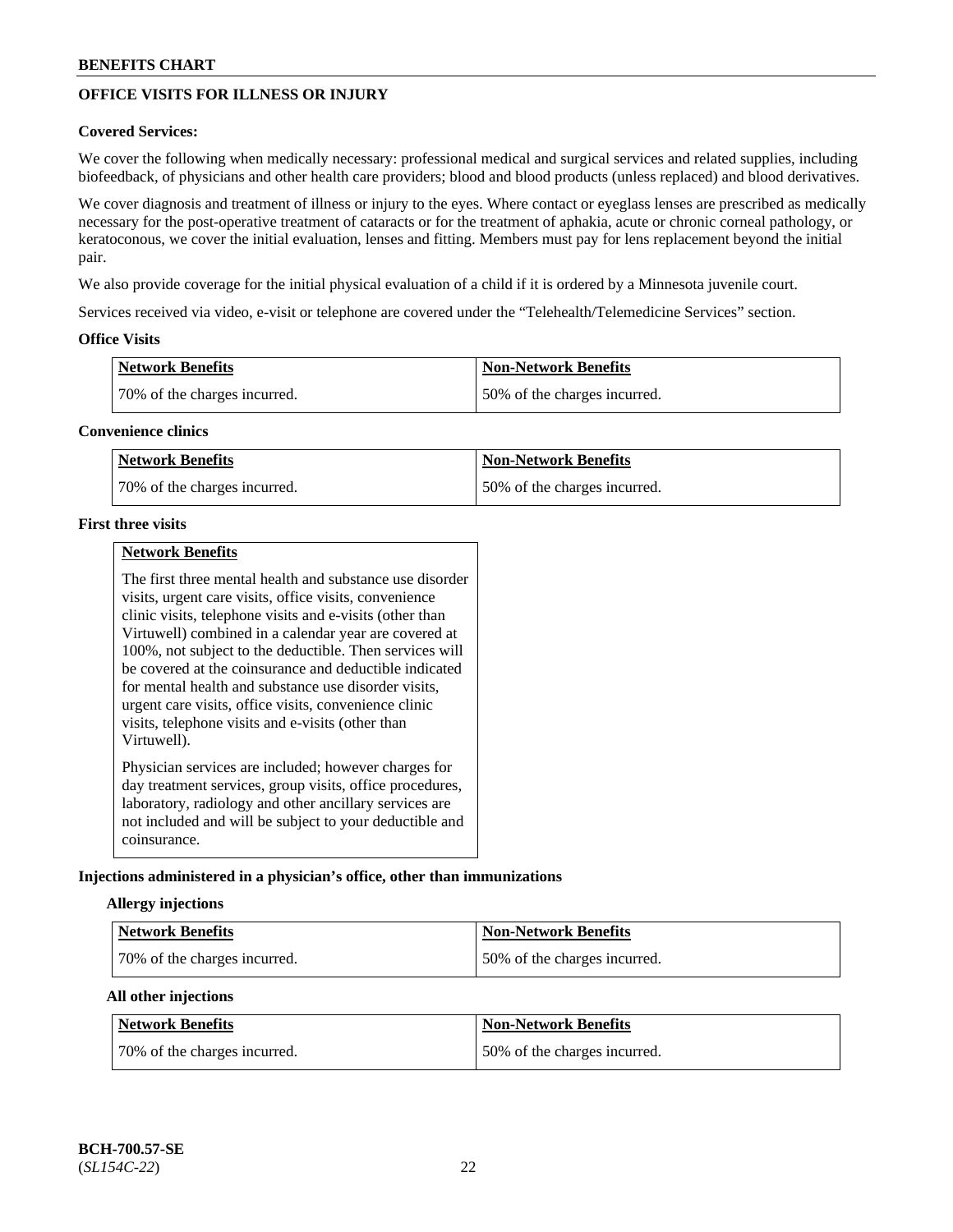## OFFICE VISITS FOR ILLNESS OR INJURY

**Covered Services:**

We cover the following when medically necessary: professional medical and surgical services and related supplies, including biofeedback, of physicians and other health care providers; blood and blood products (unless replaced) and blood derivatives.

We cover diagnosis and treatment of illness or injury to the eyes. Where contact or eyeglass lenses are prescribed as medically necessary for the post-operative treatment of cataracts or for the treatment of aphakia, acute or chronic corneal pathology, or keratoconous, we cover the initial evaluation, lenses and fitting. Members must pay for lens replacement beyond the initial pair.

We also provide coverage for the initial physical evaluation of a child if it is ordered by a Minnesota juvenile court.

Services received via video, e-visit or telephone are covered under the "Telehealth/Telemedicine Services" section.

**Office Visits**

| Network Benefits | Non-Network Benefits |
|---|---|
| 70% of the charges incurred. | 50% of the charges incurred. |

**Convenience clinics**

| Network Benefits | Non-Network Benefits |
|---|---|
| 70% of the charges incurred. | 50% of the charges incurred. |

**First three visits**

| Network Benefits |
|---|
| The first three mental health and substance use disorder visits, urgent care visits, office visits, convenience clinic visits, telephone visits and e-visits (other than Virtuwell) combined in a calendar year are covered at 100%, not subject to the deductible. Then services will be covered at the coinsurance and deductible indicated for mental health and substance use disorder visits, urgent care visits, office visits, convenience clinic visits, telephone visits and e-visits (other than Virtuwell).<br><br>Physician services are included; however charges for day treatment services, group visits, office procedures, laboratory, radiology and other ancillary services are not included and will be subject to your deductible and coinsurance. |

**Injections administered in a physician's office, other than immunizations**

**Allergy injections**

| Network Benefits | Non-Network Benefits |
|---|---|
| 70% of the charges incurred. | 50% of the charges incurred. |

**All other injections**

| Network Benefits | Non-Network Benefits |
|---|---|
| 70% of the charges incurred. | 50% of the charges incurred. |

**BCH-700.57-SE**
(*SL154C-22*)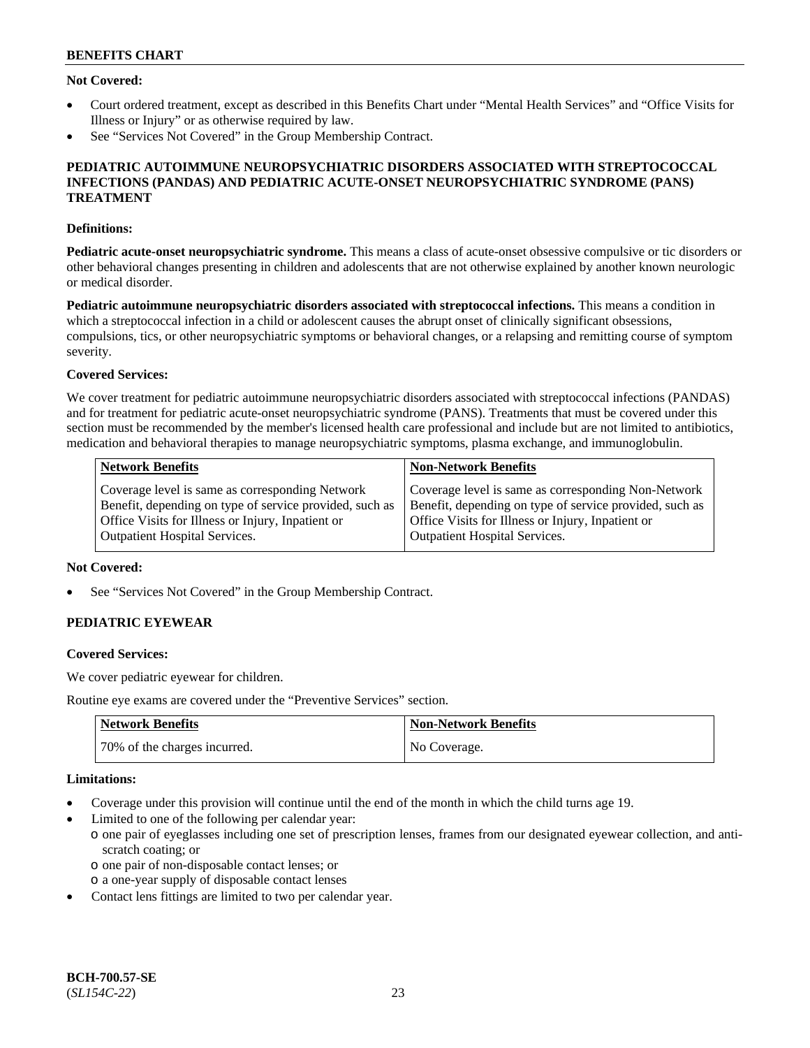**Not Covered:**

- Court ordered treatment, except as described in this Benefits Chart under "Mental Health Services" and "Office Visits for Illness or Injury" or as otherwise required by law.
- See "Services Not Covered" in the Group Membership Contract.

## PEDIATRIC AUTOIMMUNE NEUROPSYCHIATRIC DISORDERS ASSOCIATED WITH STREPTOCOCCAL INFECTIONS (PANDAS) AND PEDIATRIC ACUTE-ONSET NEUROPSYCHIATRIC SYNDROME (PANS) TREATMENT

**Definitions:**

**Pediatric acute-onset neuropsychiatric syndrome.** This means a class of acute-onset obsessive compulsive or tic disorders or other behavioral changes presenting in children and adolescents that are not otherwise explained by another known neurologic or medical disorder.

**Pediatric autoimmune neuropsychiatric disorders associated with streptococcal infections.** This means a condition in which a streptococcal infection in a child or adolescent causes the abrupt onset of clinically significant obsessions, compulsions, tics, or other neuropsychiatric symptoms or behavioral changes, or a relapsing and remitting course of symptom severity.

**Covered Services:**

We cover treatment for pediatric autoimmune neuropsychiatric disorders associated with streptococcal infections (PANDAS) and for treatment for pediatric acute-onset neuropsychiatric syndrome (PANS). Treatments that must be covered under this section must be recommended by the member's licensed health care professional and include but are not limited to antibiotics, medication and behavioral therapies to manage neuropsychiatric symptoms, plasma exchange, and immunoglobulin.

| Network Benefits | Non-Network Benefits |
|---|---|
| Coverage level is same as corresponding Network Benefit, depending on type of service provided, such as Office Visits for Illness or Injury, Inpatient or Outpatient Hospital Services. | Coverage level is same as corresponding Non-Network Benefit, depending on type of service provided, such as Office Visits for Illness or Injury, Inpatient or Outpatient Hospital Services. |

**Not Covered:**

- See "Services Not Covered" in the Group Membership Contract.

## PEDIATRIC EYEWEAR

**Covered Services:**

We cover pediatric eyewear for children.

Routine eye exams are covered under the "Preventive Services" section.

| Network Benefits | Non-Network Benefits |
|---|---|
| 70% of the charges incurred. | No Coverage. |

**Limitations:**

- Coverage under this provision will continue until the end of the month in which the child turns age 19.
- Limited to one of the following per calendar year:
  - one pair of eyeglasses including one set of prescription lenses, frames from our designated eyewear collection, and anti-scratch coating; or
  - one pair of non-disposable contact lenses; or
  - a one-year supply of disposable contact lenses
- Contact lens fittings are limited to two per calendar year.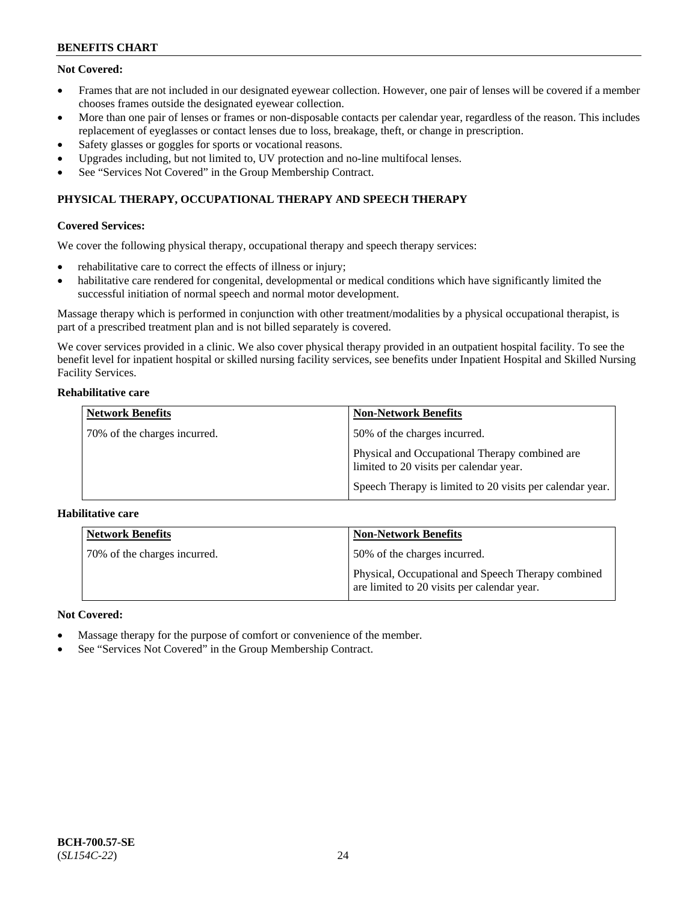**Not Covered:**

- Frames that are not included in our designated eyewear collection. However, one pair of lenses will be covered if a member chooses frames outside the designated eyewear collection.
- More than one pair of lenses or frames or non-disposable contacts per calendar year, regardless of the reason. This includes replacement of eyeglasses or contact lenses due to loss, breakage, theft, or change in prescription.
- Safety glasses or goggles for sports or vocational reasons.
- Upgrades including, but not limited to, UV protection and no-line multifocal lenses.
- See "Services Not Covered" in the Group Membership Contract.

## PHYSICAL THERAPY, OCCUPATIONAL THERAPY AND SPEECH THERAPY

**Covered Services:**

We cover the following physical therapy, occupational therapy and speech therapy services:

- rehabilitative care to correct the effects of illness or injury;
- habilitative care rendered for congenital, developmental or medical conditions which have significantly limited the successful initiation of normal speech and normal motor development.

Massage therapy which is performed in conjunction with other treatment/modalities by a physical occupational therapist, is part of a prescribed treatment plan and is not billed separately is covered.

We cover services provided in a clinic. We also cover physical therapy provided in an outpatient hospital facility. To see the benefit level for inpatient hospital or skilled nursing facility services, see benefits under Inpatient Hospital and Skilled Nursing Facility Services.

**Rehabilitative care**

| Network Benefits | Non-Network Benefits |
|---|---|
| 70% of the charges incurred. | 50% of the charges incurred.<br>Physical and Occupational Therapy combined are limited to 20 visits per calendar year.<br>Speech Therapy is limited to 20 visits per calendar year. |

**Habilitative care**

| Network Benefits | Non-Network Benefits |
|---|---|
| 70% of the charges incurred. | 50% of the charges incurred.<br>Physical, Occupational and Speech Therapy combined are limited to 20 visits per calendar year. |

**Not Covered:**

- Massage therapy for the purpose of comfort or convenience of the member.
- See "Services Not Covered" in the Group Membership Contract.

**BCH-700.57-SE**
(*SL154C-22*)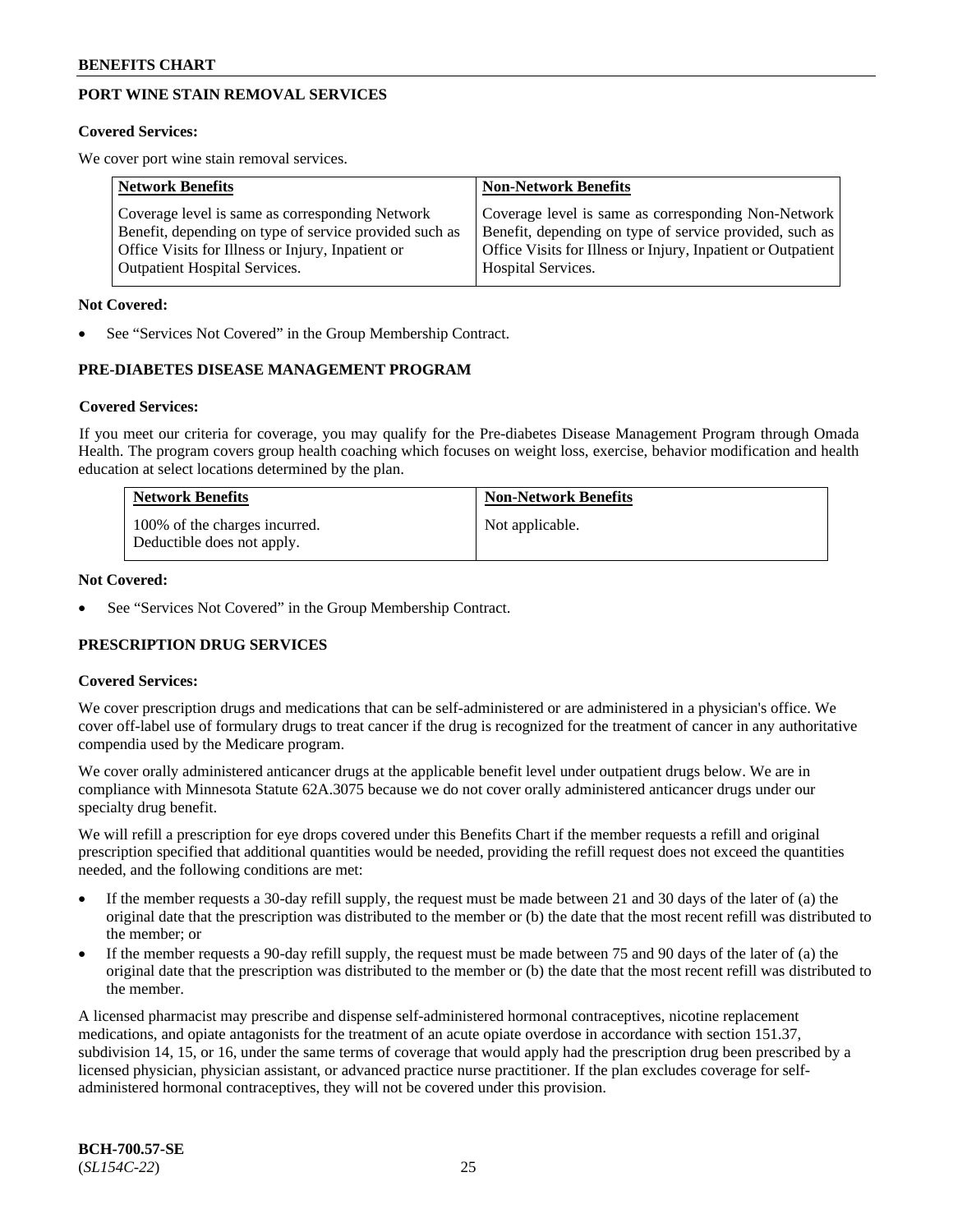## PORT WINE STAIN REMOVAL SERVICES

**Covered Services:**

We cover port wine stain removal services.

| Network Benefits | Non-Network Benefits |
|---|---|
| Coverage level is same as corresponding Network Benefit, depending on type of service provided such as Office Visits for Illness or Injury, Inpatient or Outpatient Hospital Services. | Coverage level is same as corresponding Non-Network Benefit, depending on type of service provided, such as Office Visits for Illness or Injury, Inpatient or Outpatient Hospital Services. |

**Not Covered:**

- See "Services Not Covered" in the Group Membership Contract.

## PRE-DIABETES DISEASE MANAGEMENT PROGRAM

**Covered Services:**

If you meet our criteria for coverage, you may qualify for the Pre-diabetes Disease Management Program through Omada Health. The program covers group health coaching which focuses on weight loss, exercise, behavior modification and health education at select locations determined by the plan.

| Network Benefits | Non-Network Benefits |
|---|---|
| 100% of the charges incurred. Deductible does not apply. | Not applicable. |

**Not Covered:**

- See "Services Not Covered" in the Group Membership Contract.

## PRESCRIPTION DRUG SERVICES

**Covered Services:**

We cover prescription drugs and medications that can be self-administered or are administered in a physician's office. We cover off-label use of formulary drugs to treat cancer if the drug is recognized for the treatment of cancer in any authoritative compendia used by the Medicare program.

We cover orally administered anticancer drugs at the applicable benefit level under outpatient drugs below. We are in compliance with Minnesota Statute 62A.3075 because we do not cover orally administered anticancer drugs under our specialty drug benefit.

We will refill a prescription for eye drops covered under this Benefits Chart if the member requests a refill and original prescription specified that additional quantities would be needed, providing the refill request does not exceed the quantities needed, and the following conditions are met:

- If the member requests a 30-day refill supply, the request must be made between 21 and 30 days of the later of (a) the original date that the prescription was distributed to the member or (b) the date that the most recent refill was distributed to the member; or
- If the member requests a 90-day refill supply, the request must be made between 75 and 90 days of the later of (a) the original date that the prescription was distributed to the member or (b) the date that the most recent refill was distributed to the member.

A licensed pharmacist may prescribe and dispense self-administered hormonal contraceptives, nicotine replacement medications, and opiate antagonists for the treatment of an acute opiate overdose in accordance with section 151.37, subdivision 14, 15, or 16, under the same terms of coverage that would apply had the prescription drug been prescribed by a licensed physician, physician assistant, or advanced practice nurse practitioner. If the plan excludes coverage for self-administered hormonal contraceptives, they will not be covered under this provision.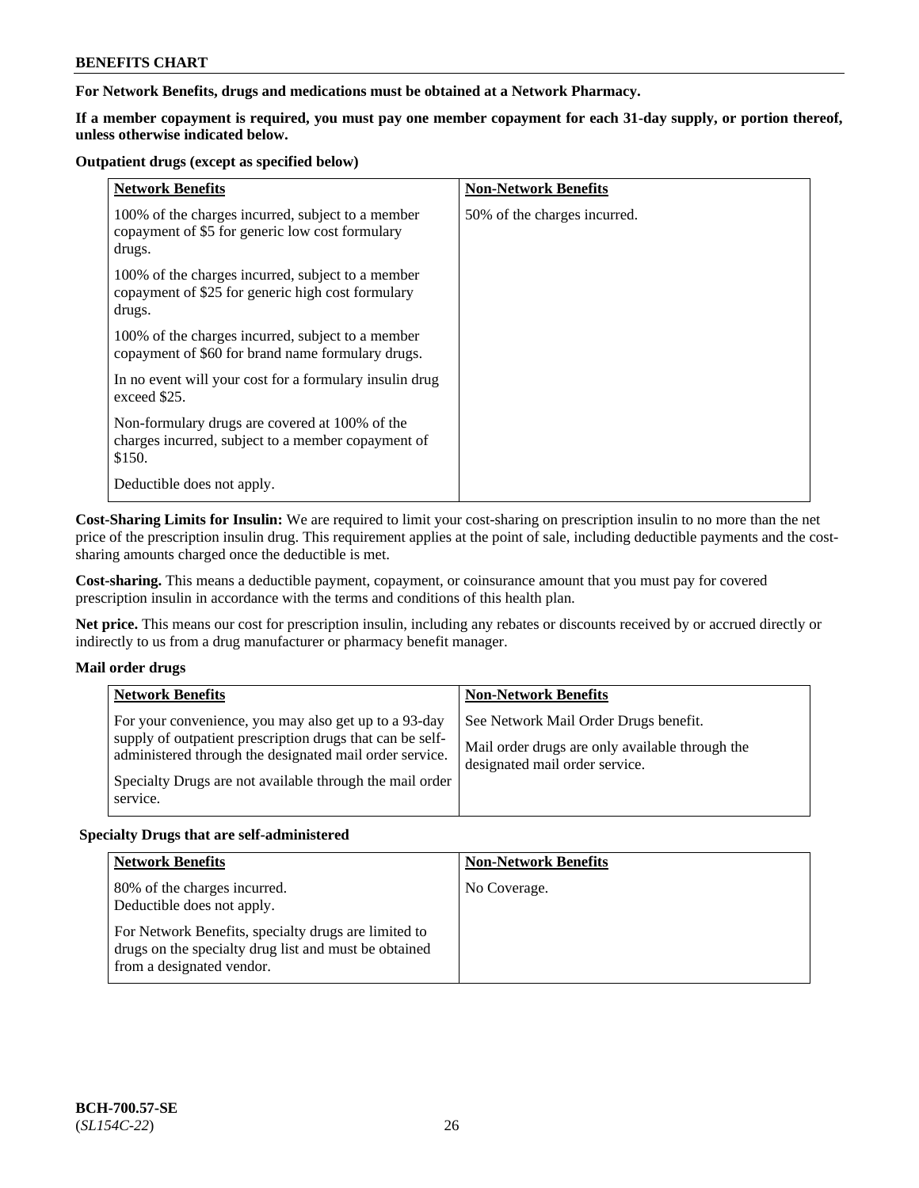**For Network Benefits, drugs and medications must be obtained at a Network Pharmacy.**

**If a member copayment is required, you must pay one member copayment for each 31-day supply, or portion thereof, unless otherwise indicated below.**

**Outpatient drugs (except as specified below)**

| Network Benefits | Non-Network Benefits |
|---|---|
| 100% of the charges incurred, subject to a member copayment of $5 for generic low cost formulary drugs.<br><br>100% of the charges incurred, subject to a member copayment of $25 for generic high cost formulary drugs.<br><br>100% of the charges incurred, subject to a member copayment of $60 for brand name formulary drugs.<br><br>In no event will your cost for a formulary insulin drug exceed $25.<br><br>Non-formulary drugs are covered at 100% of the charges incurred, subject to a member copayment of $150.<br><br>Deductible does not apply. | 50% of the charges incurred. |

**Cost-Sharing Limits for Insulin:** We are required to limit your cost-sharing on prescription insulin to no more than the net price of the prescription insulin drug. This requirement applies at the point of sale, including deductible payments and the cost-sharing amounts charged once the deductible is met.

**Cost-sharing.** This means a deductible payment, copayment, or coinsurance amount that you must pay for covered prescription insulin in accordance with the terms and conditions of this health plan.

**Net price.** This means our cost for prescription insulin, including any rebates or discounts received by or accrued directly or indirectly to us from a drug manufacturer or pharmacy benefit manager.

**Mail order drugs**

| Network Benefits | Non-Network Benefits |
|---|---|
| For your convenience, you may also get up to a 93-day supply of outpatient prescription drugs that can be self-administered through the designated mail order service.<br><br>Specialty Drugs are not available through the mail order service. | See Network Mail Order Drugs benefit.<br><br>Mail order drugs are only available through the designated mail order service. |

**Specialty Drugs that are self-administered**

| Network Benefits | Non-Network Benefits |
|---|---|
| 80% of the charges incurred.<br>Deductible does not apply.<br><br>For Network Benefits, specialty drugs are limited to drugs on the specialty drug list and must be obtained from a designated vendor. | No Coverage. |

BCH-700.57-SE
(*SL154C-22*)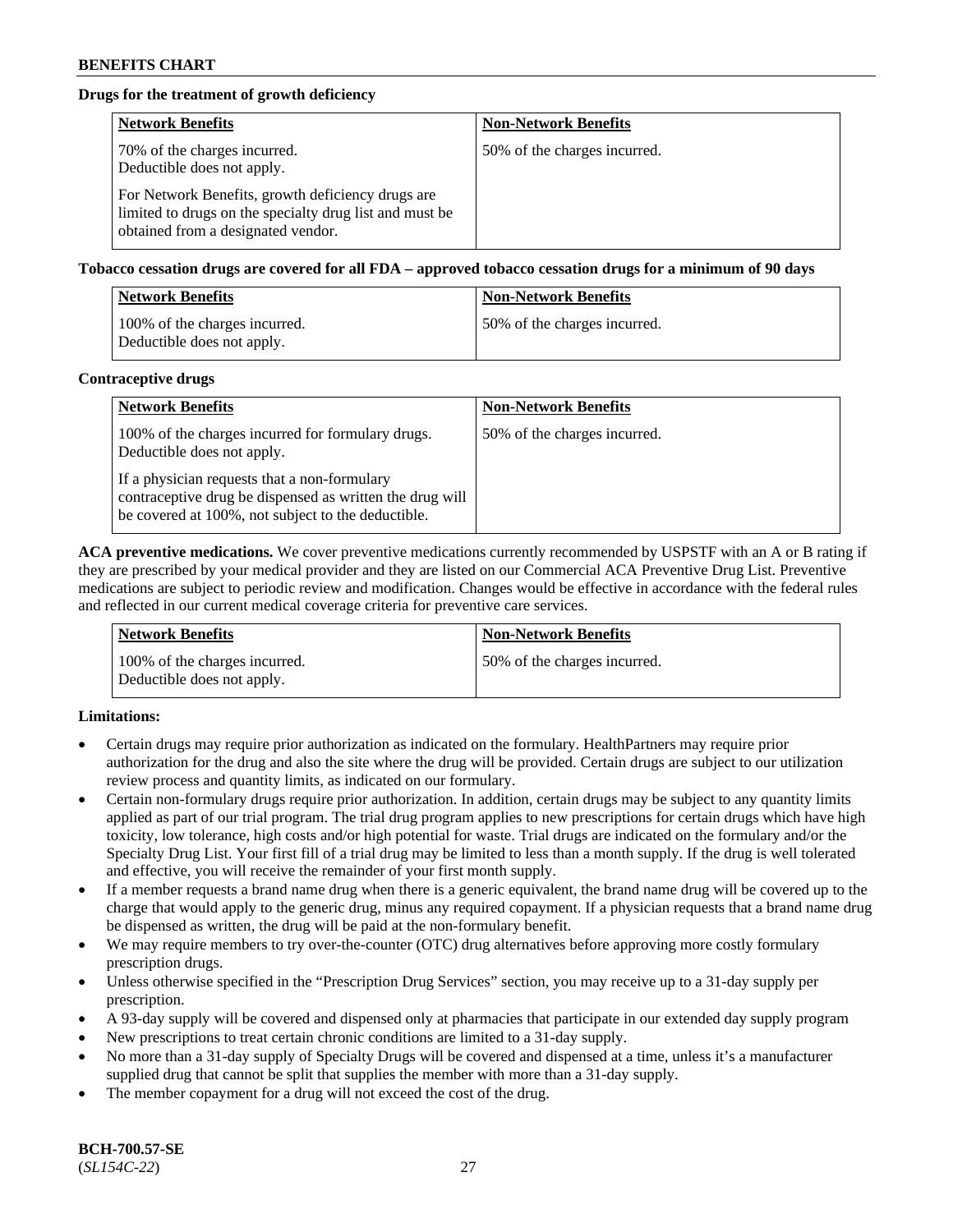**Drugs for the treatment of growth deficiency**

| Network Benefits | Non-Network Benefits |
|---|---|
| 70% of the charges incurred. Deductible does not apply. For Network Benefits, growth deficiency drugs are limited to drugs on the specialty drug list and must be obtained from a designated vendor. | 50% of the charges incurred. |

**Tobacco cessation drugs are covered for all FDA – approved tobacco cessation drugs for a minimum of 90 days**

| Network Benefits | Non-Network Benefits |
|---|---|
| 100% of the charges incurred. Deductible does not apply. | 50% of the charges incurred. |

**Contraceptive drugs**

| Network Benefits | Non-Network Benefits |
|---|---|
| 100% of the charges incurred for formulary drugs. Deductible does not apply. If a physician requests that a non-formulary contraceptive drug be dispensed as written the drug will be covered at 100%, not subject to the deductible. | 50% of the charges incurred. |

**ACA preventive medications.** We cover preventive medications currently recommended by USPSTF with an A or B rating if they are prescribed by your medical provider and they are listed on our Commercial ACA Preventive Drug List. Preventive medications are subject to periodic review and modification. Changes would be effective in accordance with the federal rules and reflected in our current medical coverage criteria for preventive care services.

| Network Benefits | Non-Network Benefits |
|---|---|
| 100% of the charges incurred. Deductible does not apply. | 50% of the charges incurred. |

**Limitations:**

- Certain drugs may require prior authorization as indicated on the formulary. HealthPartners may require prior authorization for the drug and also the site where the drug will be provided. Certain drugs are subject to our utilization review process and quantity limits, as indicated on our formulary.
- Certain non-formulary drugs require prior authorization. In addition, certain drugs may be subject to any quantity limits applied as part of our trial program. The trial drug program applies to new prescriptions for certain drugs which have high toxicity, low tolerance, high costs and/or high potential for waste. Trial drugs are indicated on the formulary and/or the Specialty Drug List. Your first fill of a trial drug may be limited to less than a month supply. If the drug is well tolerated and effective, you will receive the remainder of your first month supply.
- If a member requests a brand name drug when there is a generic equivalent, the brand name drug will be covered up to the charge that would apply to the generic drug, minus any required copayment. If a physician requests that a brand name drug be dispensed as written, the drug will be paid at the non-formulary benefit.
- We may require members to try over-the-counter (OTC) drug alternatives before approving more costly formulary prescription drugs.
- Unless otherwise specified in the "Prescription Drug Services" section, you may receive up to a 31-day supply per prescription.
- A 93-day supply will be covered and dispensed only at pharmacies that participate in our extended day supply program
- New prescriptions to treat certain chronic conditions are limited to a 31-day supply.
- No more than a 31-day supply of Specialty Drugs will be covered and dispensed at a time, unless it's a manufacturer supplied drug that cannot be split that supplies the member with more than a 31-day supply.
- The member copayment for a drug will not exceed the cost of the drug.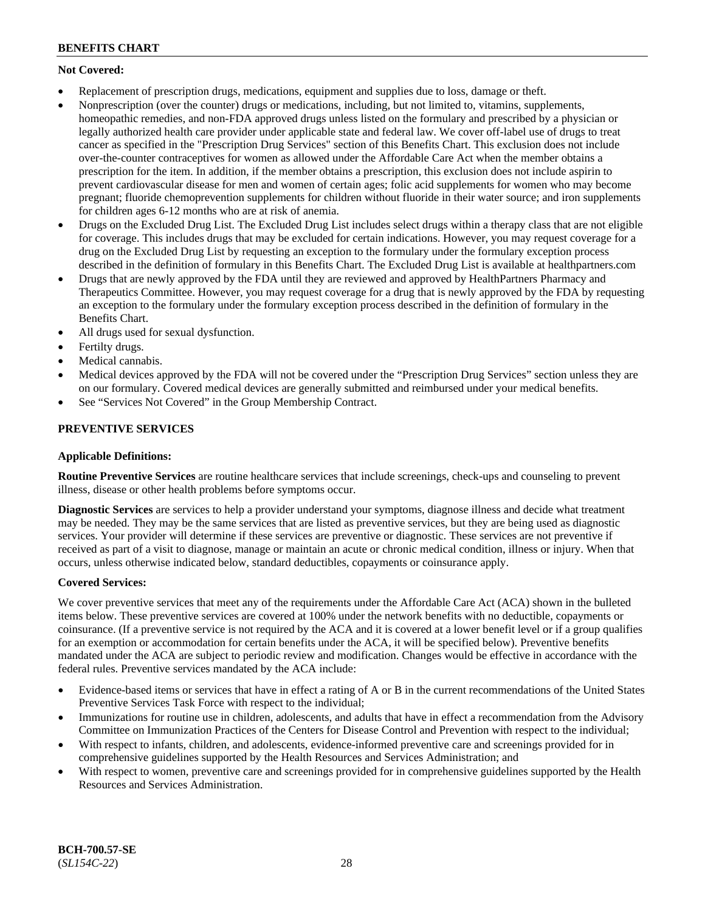**Not Covered:**

- Replacement of prescription drugs, medications, equipment and supplies due to loss, damage or theft.
- Nonprescription (over the counter) drugs or medications, including, but not limited to, vitamins, supplements, homeopathic remedies, and non-FDA approved drugs unless listed on the formulary and prescribed by a physician or legally authorized health care provider under applicable state and federal law. We cover off-label use of drugs to treat cancer as specified in the "Prescription Drug Services" section of this Benefits Chart. This exclusion does not include over-the-counter contraceptives for women as allowed under the Affordable Care Act when the member obtains a prescription for the item. In addition, if the member obtains a prescription, this exclusion does not include aspirin to prevent cardiovascular disease for men and women of certain ages; folic acid supplements for women who may become pregnant; fluoride chemoprevention supplements for children without fluoride in their water source; and iron supplements for children ages 6-12 months who are at risk of anemia.
- Drugs on the Excluded Drug List. The Excluded Drug List includes select drugs within a therapy class that are not eligible for coverage. This includes drugs that may be excluded for certain indications. However, you may request coverage for a drug on the Excluded Drug List by requesting an exception to the formulary under the formulary exception process described in the definition of formulary in this Benefits Chart. The Excluded Drug List is available at healthpartners.com
- Drugs that are newly approved by the FDA until they are reviewed and approved by HealthPartners Pharmacy and Therapeutics Committee. However, you may request coverage for a drug that is newly approved by the FDA by requesting an exception to the formulary under the formulary exception process described in the definition of formulary in the Benefits Chart.
- All drugs used for sexual dysfunction.
- Fertilty drugs.
- Medical cannabis.
- Medical devices approved by the FDA will not be covered under the "Prescription Drug Services" section unless they are on our formulary. Covered medical devices are generally submitted and reimbursed under your medical benefits.
- See "Services Not Covered" in the Group Membership Contract.

## PREVENTIVE SERVICES

**Applicable Definitions:**

**Routine Preventive Services** are routine healthcare services that include screenings, check-ups and counseling to prevent illness, disease or other health problems before symptoms occur.

**Diagnostic Services** are services to help a provider understand your symptoms, diagnose illness and decide what treatment may be needed. They may be the same services that are listed as preventive services, but they are being used as diagnostic services. Your provider will determine if these services are preventive or diagnostic. These services are not preventive if received as part of a visit to diagnose, manage or maintain an acute or chronic medical condition, illness or injury. When that occurs, unless otherwise indicated below, standard deductibles, copayments or coinsurance apply.

**Covered Services:**

We cover preventive services that meet any of the requirements under the Affordable Care Act (ACA) shown in the bulleted items below. These preventive services are covered at 100% under the network benefits with no deductible, copayments or coinsurance. (If a preventive service is not required by the ACA and it is covered at a lower benefit level or if a group qualifies for an exemption or accommodation for certain benefits under the ACA, it will be specified below). Preventive benefits mandated under the ACA are subject to periodic review and modification. Changes would be effective in accordance with the federal rules. Preventive services mandated by the ACA include:

- Evidence-based items or services that have in effect a rating of A or B in the current recommendations of the United States Preventive Services Task Force with respect to the individual;
- Immunizations for routine use in children, adolescents, and adults that have in effect a recommendation from the Advisory Committee on Immunization Practices of the Centers for Disease Control and Prevention with respect to the individual;
- With respect to infants, children, and adolescents, evidence-informed preventive care and screenings provided for in comprehensive guidelines supported by the Health Resources and Services Administration; and
- With respect to women, preventive care and screenings provided for in comprehensive guidelines supported by the Health Resources and Services Administration.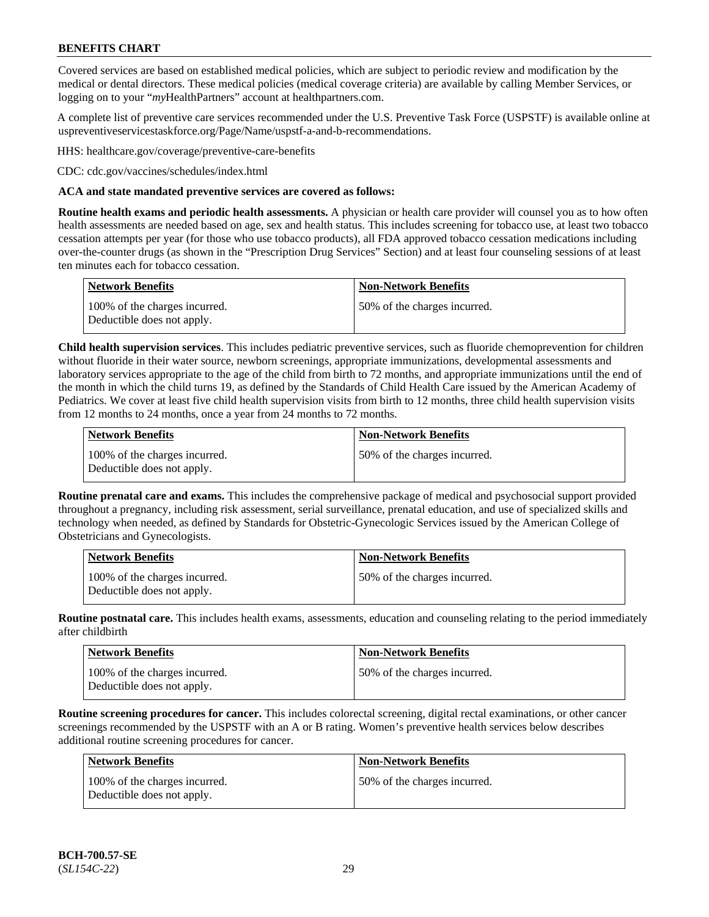## BENEFITS CHART

Covered services are based on established medical policies, which are subject to periodic review and modification by the medical or dental directors. These medical policies (medical coverage criteria) are available by calling Member Services, or logging on to your "*my*HealthPartners" account at healthpartners.com.

A complete list of preventive care services recommended under the U.S. Preventive Task Force (USPSTF) is available online at uspreventiveservicestaskforce.org/Page/Name/uspstf-a-and-b-recommendations.

HHS: healthcare.gov/coverage/preventive-care-benefits

CDC: cdc.gov/vaccines/schedules/index.html

**ACA and state mandated preventive services are covered as follows:**

**Routine health exams and periodic health assessments.** A physician or health care provider will counsel you as to how often health assessments are needed based on age, sex and health status. This includes screening for tobacco use, at least two tobacco cessation attempts per year (for those who use tobacco products), all FDA approved tobacco cessation medications including over-the-counter drugs (as shown in the "Prescription Drug Services" Section) and at least four counseling sessions of at least ten minutes each for tobacco cessation.

| Network Benefits | Non-Network Benefits |
|---|---|
| 100% of the charges incurred. Deductible does not apply. | 50% of the charges incurred. |

**Child health supervision services**. This includes pediatric preventive services, such as fluoride chemoprevention for children without fluoride in their water source, newborn screenings, appropriate immunizations, developmental assessments and laboratory services appropriate to the age of the child from birth to 72 months, and appropriate immunizations until the end of the month in which the child turns 19, as defined by the Standards of Child Health Care issued by the American Academy of Pediatrics. We cover at least five child health supervision visits from birth to 12 months, three child health supervision visits from 12 months to 24 months, once a year from 24 months to 72 months.

| Network Benefits | Non-Network Benefits |
|---|---|
| 100% of the charges incurred. Deductible does not apply. | 50% of the charges incurred. |

**Routine prenatal care and exams.** This includes the comprehensive package of medical and psychosocial support provided throughout a pregnancy, including risk assessment, serial surveillance, prenatal education, and use of specialized skills and technology when needed, as defined by Standards for Obstetric-Gynecologic Services issued by the American College of Obstetricians and Gynecologists.

| Network Benefits | Non-Network Benefits |
|---|---|
| 100% of the charges incurred. Deductible does not apply. | 50% of the charges incurred. |

**Routine postnatal care.** This includes health exams, assessments, education and counseling relating to the period immediately after childbirth

| Network Benefits | Non-Network Benefits |
|---|---|
| 100% of the charges incurred. Deductible does not apply. | 50% of the charges incurred. |

**Routine screening procedures for cancer.** This includes colorectal screening, digital rectal examinations, or other cancer screenings recommended by the USPSTF with an A or B rating. Women's preventive health services below describes additional routine screening procedures for cancer.

| Network Benefits | Non-Network Benefits |
|---|---|
| 100% of the charges incurred. Deductible does not apply. | 50% of the charges incurred. |

**BCH-700.57-SE**
(*SL154C-22*)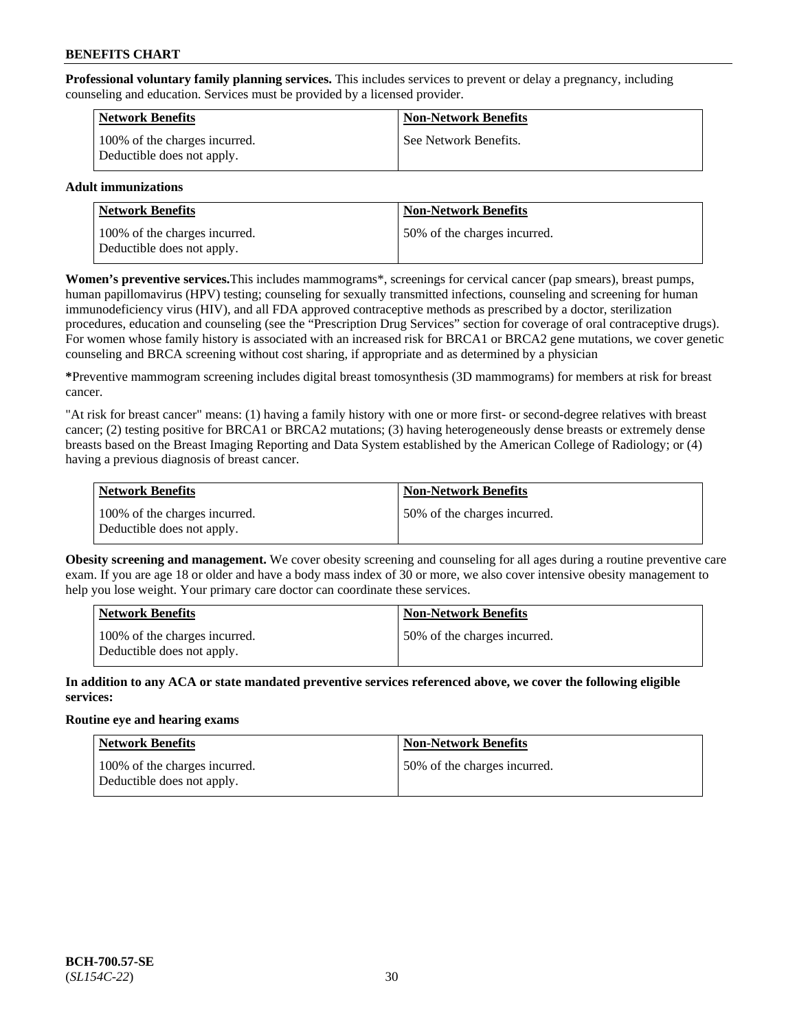**Professional voluntary family planning services.** This includes services to prevent or delay a pregnancy, including counseling and education. Services must be provided by a licensed provider.

| Network Benefits | Non-Network Benefits |
| --- | --- |
| 100% of the charges incurred. Deductible does not apply. | See Network Benefits. |

**Adult immunizations**

| Network Benefits | Non-Network Benefits |
| --- | --- |
| 100% of the charges incurred. Deductible does not apply. | 50% of the charges incurred. |

**Women's preventive services.** This includes mammograms*, screenings for cervical cancer (pap smears), breast pumps, human papillomavirus (HPV) testing; counseling for sexually transmitted infections, counseling and screening for human immunodeficiency virus (HIV), and all FDA approved contraceptive methods as prescribed by a doctor, sterilization procedures, education and counseling (see the "Prescription Drug Services" section for coverage of oral contraceptive drugs). For women whose family history is associated with an increased risk for BRCA1 or BRCA2 gene mutations, we cover genetic counseling and BRCA screening without cost sharing, if appropriate and as determined by a physician

**\***Preventive mammogram screening includes digital breast tomosynthesis (3D mammograms) for members at risk for breast cancer.

"At risk for breast cancer" means: (1) having a family history with one or more first- or second-degree relatives with breast cancer; (2) testing positive for BRCA1 or BRCA2 mutations; (3) having heterogeneously dense breasts or extremely dense breasts based on the Breast Imaging Reporting and Data System established by the American College of Radiology; or (4) having a previous diagnosis of breast cancer.

| Network Benefits | Non-Network Benefits |
| --- | --- |
| 100% of the charges incurred. Deductible does not apply. | 50% of the charges incurred. |

**Obesity screening and management.** We cover obesity screening and counseling for all ages during a routine preventive care exam. If you are age 18 or older and have a body mass index of 30 or more, we also cover intensive obesity management to help you lose weight. Your primary care doctor can coordinate these services.

| Network Benefits | Non-Network Benefits |
| --- | --- |
| 100% of the charges incurred. Deductible does not apply. | 50% of the charges incurred. |

**In addition to any ACA or state mandated preventive services referenced above, we cover the following eligible services:**

**Routine eye and hearing exams**

| Network Benefits | Non-Network Benefits |
| --- | --- |
| 100% of the charges incurred. Deductible does not apply. | 50% of the charges incurred. |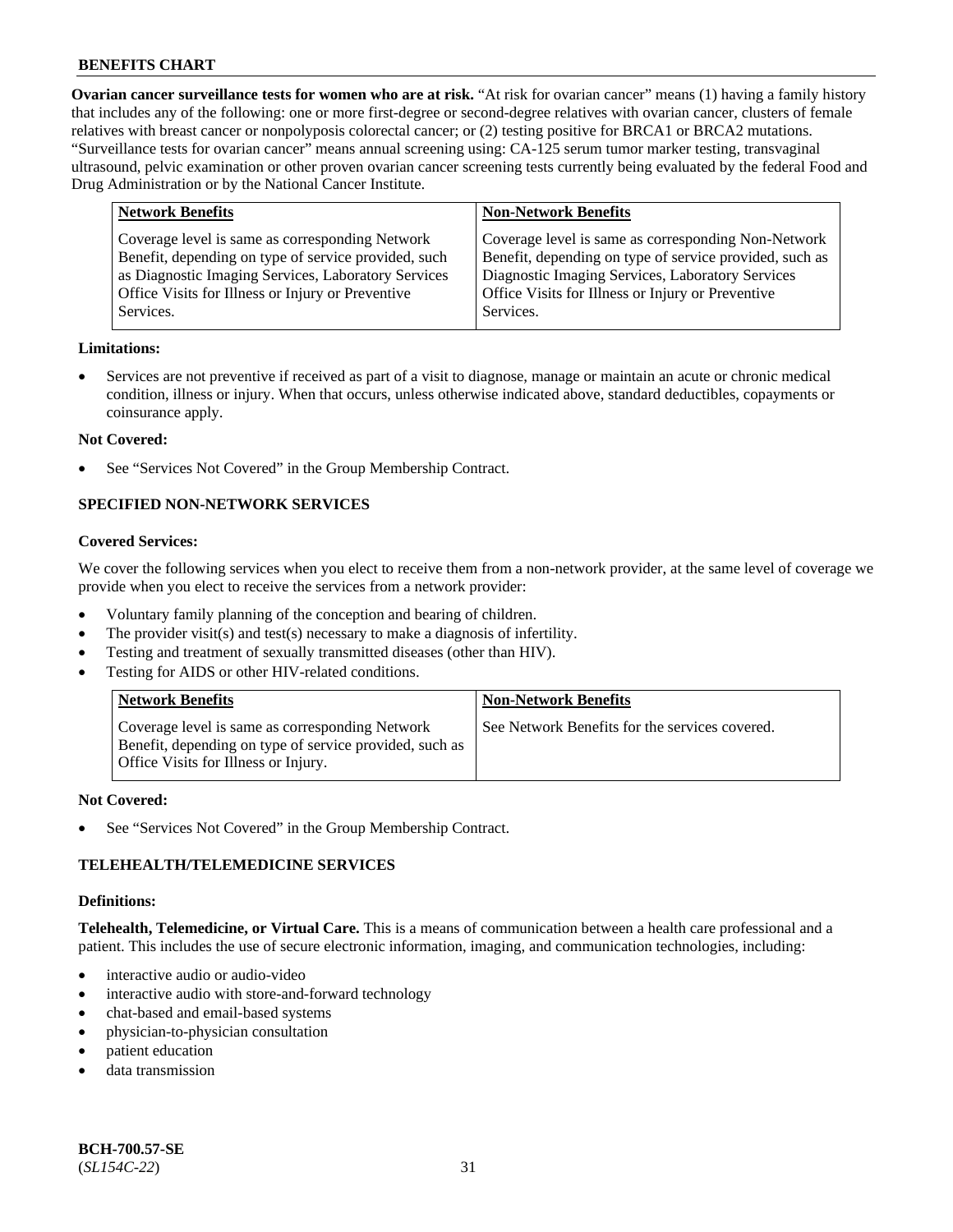**Ovarian cancer surveillance tests for women who are at risk.** "At risk for ovarian cancer" means (1) having a family history that includes any of the following: one or more first-degree or second-degree relatives with ovarian cancer, clusters of female relatives with breast cancer or nonpolyposis colorectal cancer; or (2) testing positive for BRCA1 or BRCA2 mutations. "Surveillance tests for ovarian cancer" means annual screening using: CA-125 serum tumor marker testing, transvaginal ultrasound, pelvic examination or other proven ovarian cancer screening tests currently being evaluated by the federal Food and Drug Administration or by the National Cancer Institute.

| Network Benefits | Non-Network Benefits |
| --- | --- |
| Coverage level is same as corresponding Network Benefit, depending on type of service provided, such as Diagnostic Imaging Services, Laboratory Services Office Visits for Illness or Injury or Preventive Services. | Coverage level is same as corresponding Non-Network Benefit, depending on type of service provided, such as Diagnostic Imaging Services, Laboratory Services Office Visits for Illness or Injury or Preventive Services. |

**Limitations:**

- Services are not preventive if received as part of a visit to diagnose, manage or maintain an acute or chronic medical condition, illness or injury. When that occurs, unless otherwise indicated above, standard deductibles, copayments or coinsurance apply.

**Not Covered:**

- See "Services Not Covered" in the Group Membership Contract.

### SPECIFIED NON-NETWORK SERVICES

**Covered Services:**

We cover the following services when you elect to receive them from a non-network provider, at the same level of coverage we provide when you elect to receive the services from a network provider:

- Voluntary family planning of the conception and bearing of children.
- The provider visit(s) and test(s) necessary to make a diagnosis of infertility.
- Testing and treatment of sexually transmitted diseases (other than HIV).
- Testing for AIDS or other HIV-related conditions.

| Network Benefits | Non-Network Benefits |
| --- | --- |
| Coverage level is same as corresponding Network Benefit, depending on type of service provided, such as Office Visits for Illness or Injury. | See Network Benefits for the services covered. |

**Not Covered:**

- See "Services Not Covered" in the Group Membership Contract.

### TELEHEALTH/TELEMEDICINE SERVICES

**Definitions:**

**Telehealth, Telemedicine, or Virtual Care.** This is a means of communication between a health care professional and a patient. This includes the use of secure electronic information, imaging, and communication technologies, including:

- interactive audio or audio-video
- interactive audio with store-and-forward technology
- chat-based and email-based systems
- physician-to-physician consultation
- patient education
- data transmission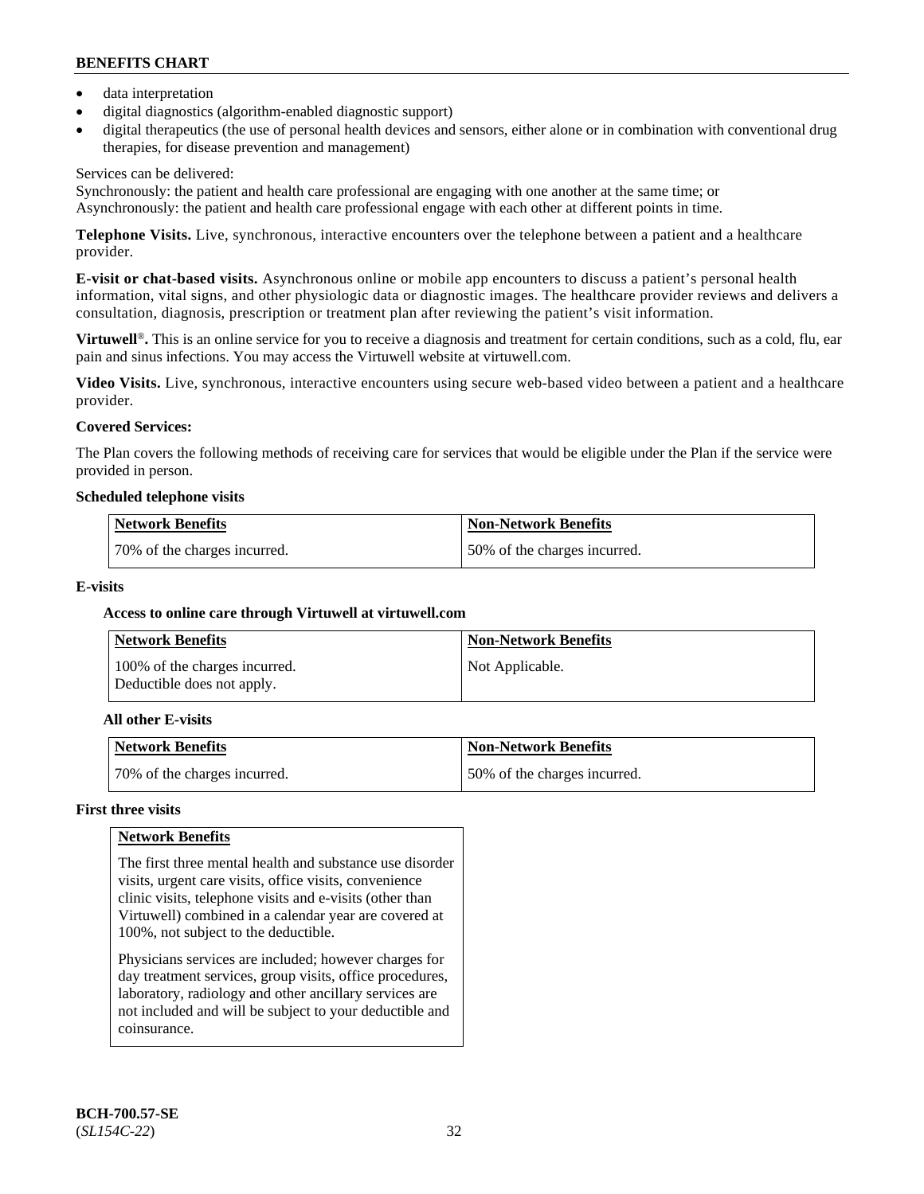- data interpretation
- digital diagnostics (algorithm-enabled diagnostic support)
- digital therapeutics (the use of personal health devices and sensors, either alone or in combination with conventional drug therapies, for disease prevention and management)

Services can be delivered:
Synchronously: the patient and health care professional are engaging with one another at the same time; or
Asynchronously: the patient and health care professional engage with each other at different points in time.

**Telephone Visits.** Live, synchronous, interactive encounters over the telephone between a patient and a healthcare provider.

**E-visit or chat-based visits.** Asynchronous online or mobile app encounters to discuss a patient's personal health information, vital signs, and other physiologic data or diagnostic images. The healthcare provider reviews and delivers a consultation, diagnosis, prescription or treatment plan after reviewing the patient's visit information.

**Virtuwell®.** This is an online service for you to receive a diagnosis and treatment for certain conditions, such as a cold, flu, ear pain and sinus infections. You may access the Virtuwell website at virtuwell.com.

**Video Visits.** Live, synchronous, interactive encounters using secure web-based video between a patient and a healthcare provider.

**Covered Services:**

The Plan covers the following methods of receiving care for services that would be eligible under the Plan if the service were provided in person.

**Scheduled telephone visits**

| Network Benefits | Non-Network Benefits |
|---|---|
| 70% of the charges incurred. | 50% of the charges incurred. |

**E-visits**

**Access to online care through Virtuwell at virtuwell.com**

| Network Benefits | Non-Network Benefits |
|---|---|
| 100% of the charges incurred. Deductible does not apply. | Not Applicable. |

**All other E-visits**

| Network Benefits | Non-Network Benefits |
|---|---|
| 70% of the charges incurred. | 50% of the charges incurred. |

**First three visits**

| Network Benefits |
|---|
| The first three mental health and substance use disorder visits, urgent care visits, office visits, convenience clinic visits, telephone visits and e-visits (other than Virtuwell) combined in a calendar year are covered at 100%, not subject to the deductible. Physicians services are included; however charges for day treatment services, group visits, office procedures, laboratory, radiology and other ancillary services are not included and will be subject to your deductible and coinsurance. |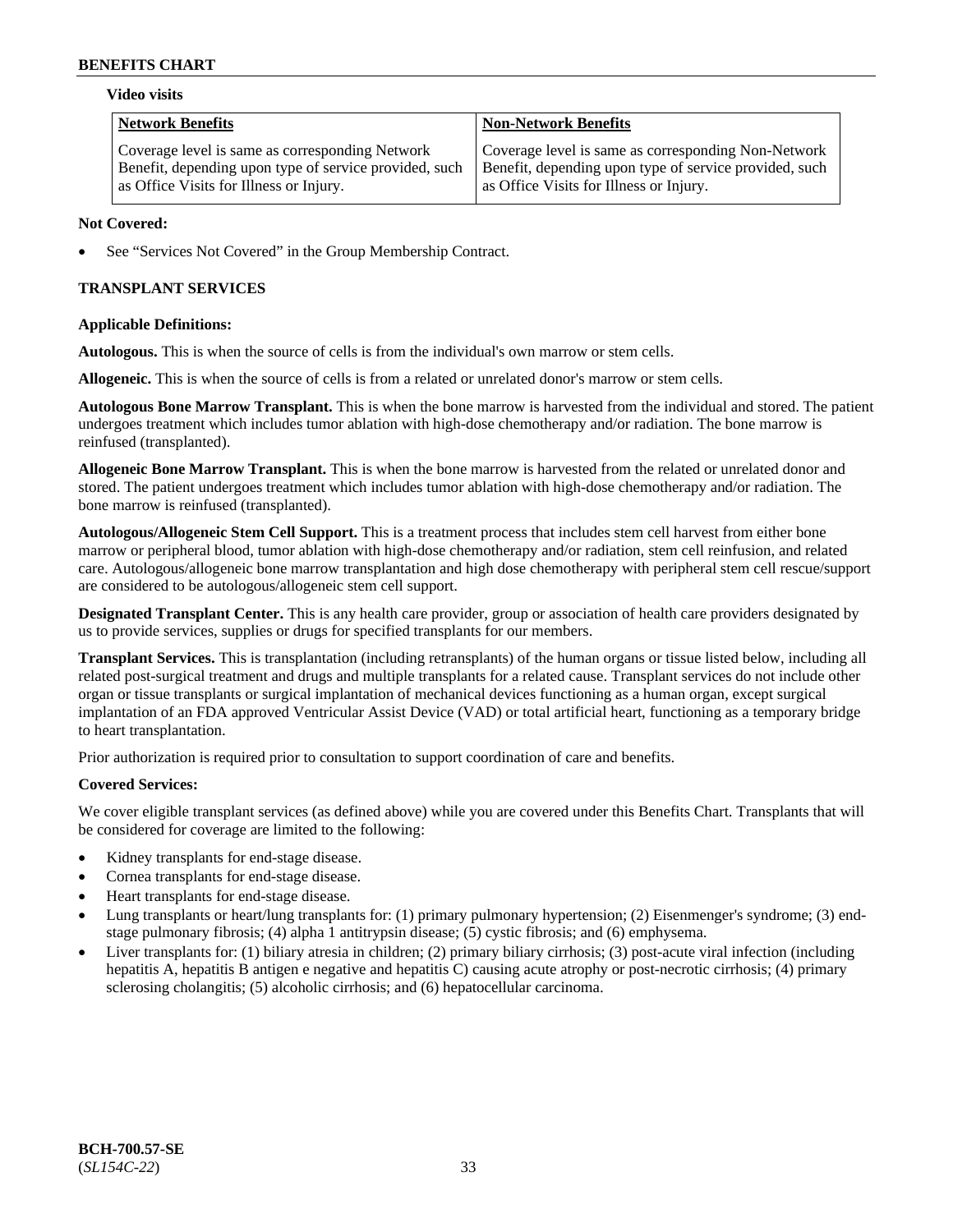**Video visits**

| Network Benefits | Non-Network Benefits |
| --- | --- |
| Coverage level is same as corresponding Network Benefit, depending upon type of service provided, such as Office Visits for Illness or Injury. | Coverage level is same as corresponding Non-Network Benefit, depending upon type of service provided, such as Office Visits for Illness or Injury. |

**Not Covered:**

- See "Services Not Covered" in the Group Membership Contract.

## TRANSPLANT SERVICES

**Applicable Definitions:**

**Autologous.** This is when the source of cells is from the individual's own marrow or stem cells.

**Allogeneic.** This is when the source of cells is from a related or unrelated donor's marrow or stem cells.

**Autologous Bone Marrow Transplant.** This is when the bone marrow is harvested from the individual and stored. The patient undergoes treatment which includes tumor ablation with high-dose chemotherapy and/or radiation. The bone marrow is reinfused (transplanted).

**Allogeneic Bone Marrow Transplant.** This is when the bone marrow is harvested from the related or unrelated donor and stored. The patient undergoes treatment which includes tumor ablation with high-dose chemotherapy and/or radiation. The bone marrow is reinfused (transplanted).

**Autologous/Allogeneic Stem Cell Support.** This is a treatment process that includes stem cell harvest from either bone marrow or peripheral blood, tumor ablation with high-dose chemotherapy and/or radiation, stem cell reinfusion, and related care. Autologous/allogeneic bone marrow transplantation and high dose chemotherapy with peripheral stem cell rescue/support are considered to be autologous/allogeneic stem cell support.

**Designated Transplant Center.** This is any health care provider, group or association of health care providers designated by us to provide services, supplies or drugs for specified transplants for our members.

**Transplant Services.** This is transplantation (including retransplants) of the human organs or tissue listed below, including all related post-surgical treatment and drugs and multiple transplants for a related cause. Transplant services do not include other organ or tissue transplants or surgical implantation of mechanical devices functioning as a human organ, except surgical implantation of an FDA approved Ventricular Assist Device (VAD) or total artificial heart, functioning as a temporary bridge to heart transplantation.

Prior authorization is required prior to consultation to support coordination of care and benefits.

**Covered Services:**

We cover eligible transplant services (as defined above) while you are covered under this Benefits Chart. Transplants that will be considered for coverage are limited to the following:

- Kidney transplants for end-stage disease.
- Cornea transplants for end-stage disease.
- Heart transplants for end-stage disease.
- Lung transplants or heart/lung transplants for: (1) primary pulmonary hypertension; (2) Eisenmenger's syndrome; (3) end-stage pulmonary fibrosis; (4) alpha 1 antitrypsin disease; (5) cystic fibrosis; and (6) emphysema.
- Liver transplants for: (1) biliary atresia in children; (2) primary biliary cirrhosis; (3) post-acute viral infection (including hepatitis A, hepatitis B antigen e negative and hepatitis C) causing acute atrophy or post-necrotic cirrhosis; (4) primary sclerosing cholangitis; (5) alcoholic cirrhosis; and (6) hepatocellular carcinoma.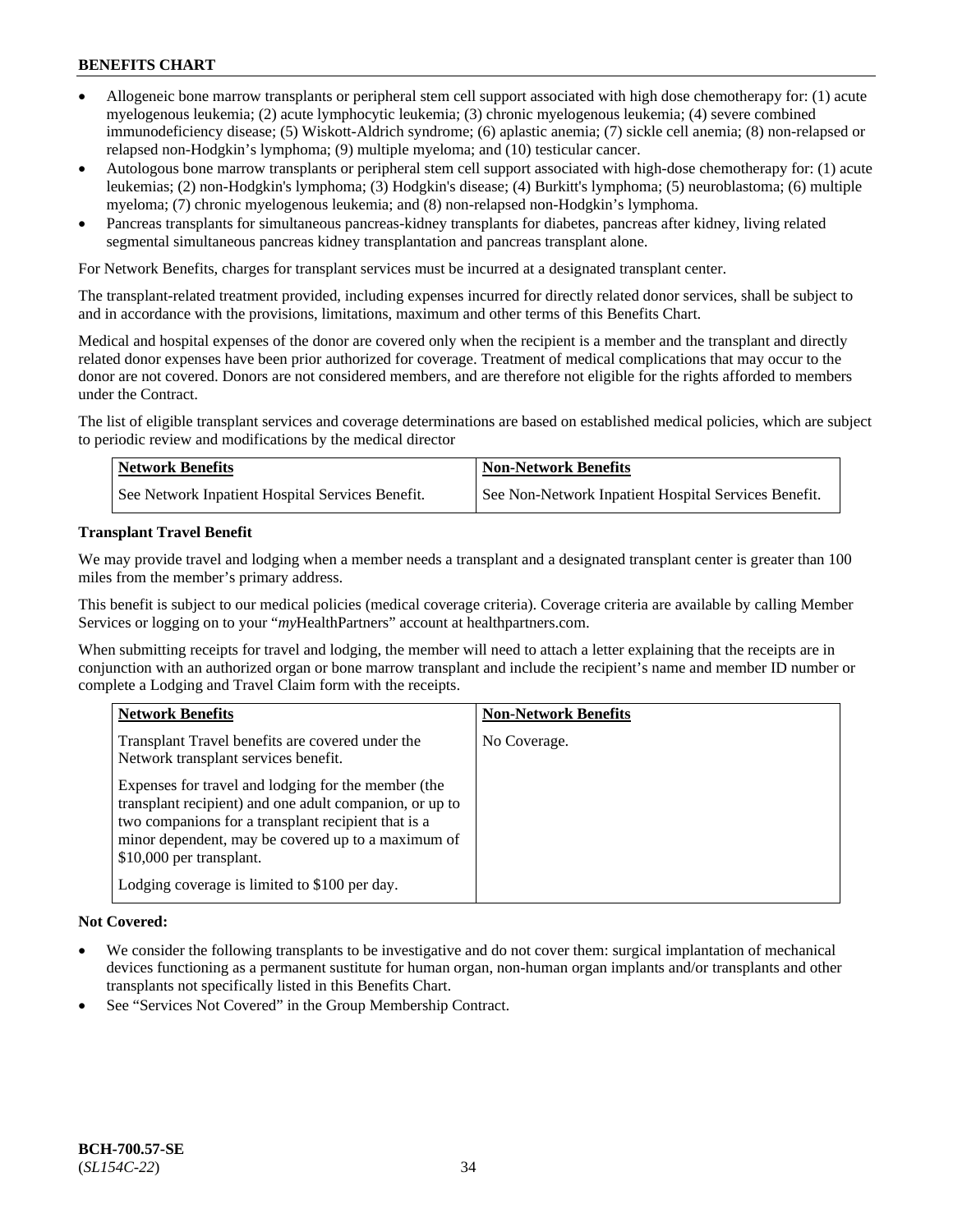- Allogeneic bone marrow transplants or peripheral stem cell support associated with high dose chemotherapy for: (1) acute myelogenous leukemia; (2) acute lymphocytic leukemia; (3) chronic myelogenous leukemia; (4) severe combined immunodeficiency disease; (5) Wiskott-Aldrich syndrome; (6) aplastic anemia; (7) sickle cell anemia; (8) non-relapsed or relapsed non-Hodgkin's lymphoma; (9) multiple myeloma; and (10) testicular cancer.
- Autologous bone marrow transplants or peripheral stem cell support associated with high-dose chemotherapy for: (1) acute leukemias; (2) non-Hodgkin's lymphoma; (3) Hodgkin's disease; (4) Burkitt's lymphoma; (5) neuroblastoma; (6) multiple myeloma; (7) chronic myelogenous leukemia; and (8) non-relapsed non-Hodgkin's lymphoma.
- Pancreas transplants for simultaneous pancreas-kidney transplants for diabetes, pancreas after kidney, living related segmental simultaneous pancreas kidney transplantation and pancreas transplant alone.

For Network Benefits, charges for transplant services must be incurred at a designated transplant center.

The transplant-related treatment provided, including expenses incurred for directly related donor services, shall be subject to and in accordance with the provisions, limitations, maximum and other terms of this Benefits Chart.

Medical and hospital expenses of the donor are covered only when the recipient is a member and the transplant and directly related donor expenses have been prior authorized for coverage. Treatment of medical complications that may occur to the donor are not covered. Donors are not considered members, and are therefore not eligible for the rights afforded to members under the Contract.

The list of eligible transplant services and coverage determinations are based on established medical policies, which are subject to periodic review and modifications by the medical director

| Network Benefits | Non-Network Benefits |
|---|---|
| See Network Inpatient Hospital Services Benefit. | See Non-Network Inpatient Hospital Services Benefit. |

**Transplant Travel Benefit**

We may provide travel and lodging when a member needs a transplant and a designated transplant center is greater than 100 miles from the member's primary address.

This benefit is subject to our medical policies (medical coverage criteria). Coverage criteria are available by calling Member Services or logging on to your "*my*HealthPartners" account at healthpartners.com.

When submitting receipts for travel and lodging, the member will need to attach a letter explaining that the receipts are in conjunction with an authorized organ or bone marrow transplant and include the recipient's name and member ID number or complete a Lodging and Travel Claim form with the receipts.

| Network Benefits | Non-Network Benefits |
|---|---|
| Transplant Travel benefits are covered under the Network transplant services benefit.<br><br>Expenses for travel and lodging for the member (the transplant recipient) and one adult companion, or up to two companions for a transplant recipient that is a minor dependent, may be covered up to a maximum of $10,000 per transplant.<br><br>Lodging coverage is limited to $100 per day. | No Coverage. |

**Not Covered:**

- We consider the following transplants to be investigative and do not cover them: surgical implantation of mechanical devices functioning as a permanent sustitute for human organ, non-human organ implants and/or transplants and other transplants not specifically listed in this Benefits Chart.
- See "Services Not Covered" in the Group Membership Contract.

**BCH-700.57-SE**
(*SL154C-22*)